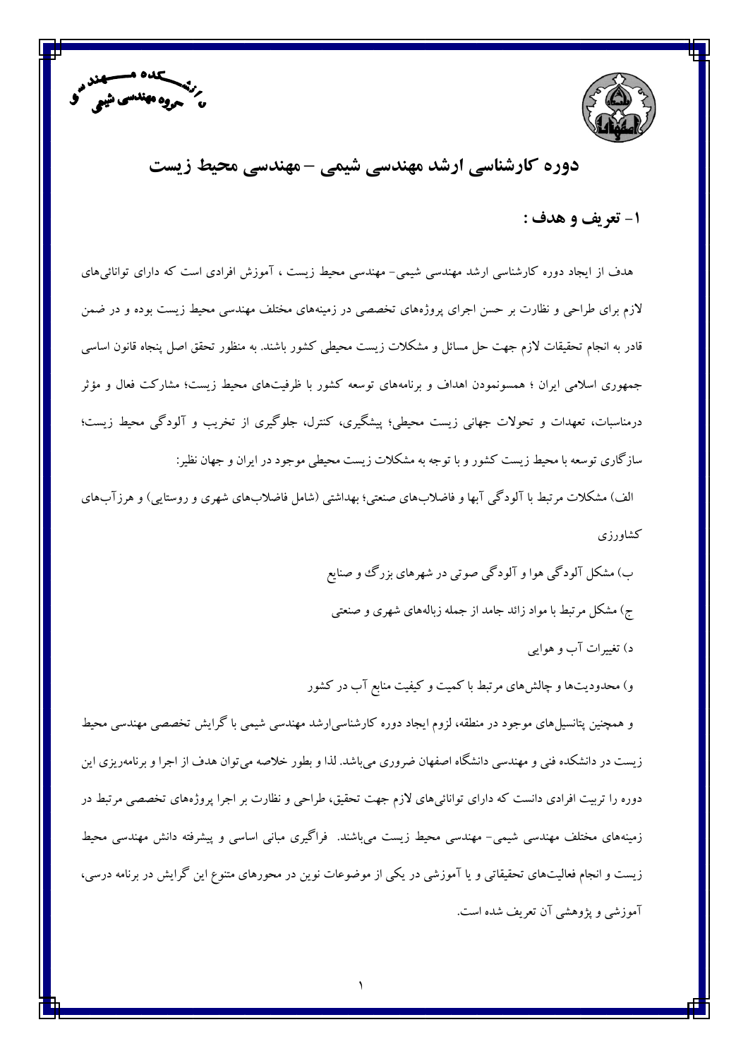# دوره کارشناسی ارشد مهندسی شیمی – مهندسی محیط زیست

## ۱- تعریف و هدف :

هدف از ایجاد دوره کارشناسی ارشد مهندسی شیمی- مهندسی محیط زیست ، آموزش افرادی است که دارای توانائی‌های لازم برای طراحی و نظارت بر حسن اجرای پروژه‌های تخصصی در زمینه‌های مختلف مهندسی محیط زیست بوده و در ضمن قادر به انجام تحقیقات لازم جهت حل مسائل و مشکلات زیست محیطی کشور باشند. به منظور تحقق اصل پنجاه قانون اساسی جمهوری اسلامی ایران ؛ همسونمودن اهداف و برنامه‌های توسعه کشور با ظرفیت‌های محیط زیست؛ مشارکت فعال و مؤثر درمناسبات، تعهدات و تحولات جهانی زیست محیطی؛ پیشگیری، کنترل، جلوگیری از تخریب و آلودگی محیط زیست؛ سازگاری توسعه با محیط زیست کشور و با توجه به مشکلات زیست محیطی موجود در ایران و جهان نظیر:

الف) مشکلات مرتبط با آلودگی آبها و فاضلاب‌های صنعتی؛ بهداشتی (شامل فاضلاب‌های شهری و روستایی) و هرزآب‌های کشاورزی

ب) مشکل آلودگی هوا و آلودگی صوتی در شهرهای بزرگ و صنایع

ج) مشکل مرتبط با مواد زائد جامد از جمله زباله‌های شهری و صنعتی

د) تغییرات آب و هوایی

و) محدودیت‌ها و چالش‌های مرتبط با کمیت و کیفیت منابع آب در کشور

و همچنین پتانسیل‌های موجود در منطقه، لزوم ایجاد دوره کارشناسی‌ارشد مهندسی شیمی با گرایش تخصصی مهندسی محیط زیست در دانشکده فنی و مهندسی دانشگاه اصفهان ضروری می‌باشد. لذا و بطور خلاصه می‌توان هدف از اجرا و برنامه‌ریزی این دوره را تربیت افرادی دانست که دارای توانائی‌های لازم جهت تحقیق، طراحی و نظارت بر اجرا پروژه‌های تخصصی مرتبط در زمینه‌های مختلف مهندسی شیمی- مهندسی محیط زیست می‌باشند. فراگیری مبانی اساسی و پیشرفته دانش مهندسی محیط زیست و انجام فعالیت‌های تحقیقاتی و یا آموزشی در یکی از موضوعات نوین در محورهای متنوع این گرایش در برنامه درسی، آموزشی و پژوهشی آن تعریف شده است.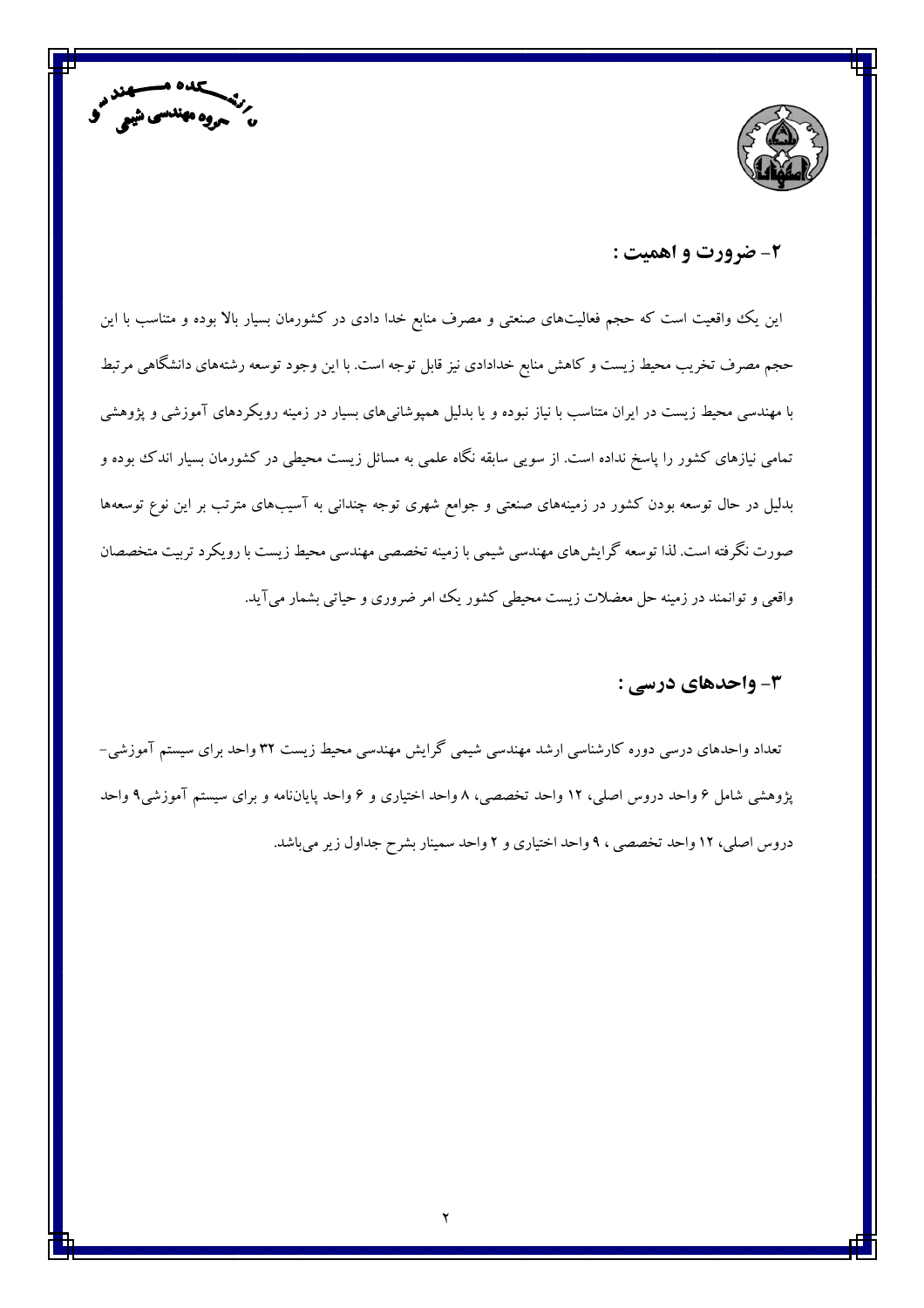## ۲- ضرورت و اهمیت :

این یک واقعیت است که حجم فعالیت‌های صنعتی و مصرف منابع خدا دادی در کشورمان بسیار بالا بوده و متناسب با این حجم مصرف تخریب محیط زیست و کاهش منابع خدادادی نیز قابل توجه است. با این وجود توسعه رشته‌های دانشگاهی مرتبط با مهندسی محیط زیست در ایران متناسب با نیاز نبوده و یا بدلیل همپوشانی‌های بسیار در زمینه رویکردهای آموزشی و پژوهشی تمامی نیازهای کشور را پاسخ نداده است. از سویی سابقه نگاه علمی به مسائل زیست محیطی در کشورمان بسیار اندک بوده و بدلیل در حال توسعه بودن کشور در زمینه‌های صنعتی و جوامع شهری توجه چندانی به آسیب‌های مترتب بر این نوع توسعه‌ها صورت نگرفته است. لذا توسعه گرایش‌های مهندسی شیمی با زمینه تخصصی مهندسی محیط زیست با رویکرد تربیت متخصصان واقعی و توانمند در زمینه حل معضلات زیست محیطی کشور یک امر ضروری و حیاتی بشمار می‌آید.

## ۳- واحدهای درسی :

تعداد واحدهای درسی دوره کارشناسی ارشد مهندسی شیمی گرایش مهندسی محیط زیست ۳۲ واحد برای سیستم آموزشی-پژوهشی شامل ۶ واحد دروس اصلی، ۱۲ واحد تخصصی، ۸ واحد اختیاری و ۶ واحد پایان‌نامه و برای سیستم آموزشی۹ واحد دروس اصلی، ۱۲ واحد تخصصی ، ۹ واحد اختیاری و ۲ واحد سمینار بشرح جداول زیر می‌باشد.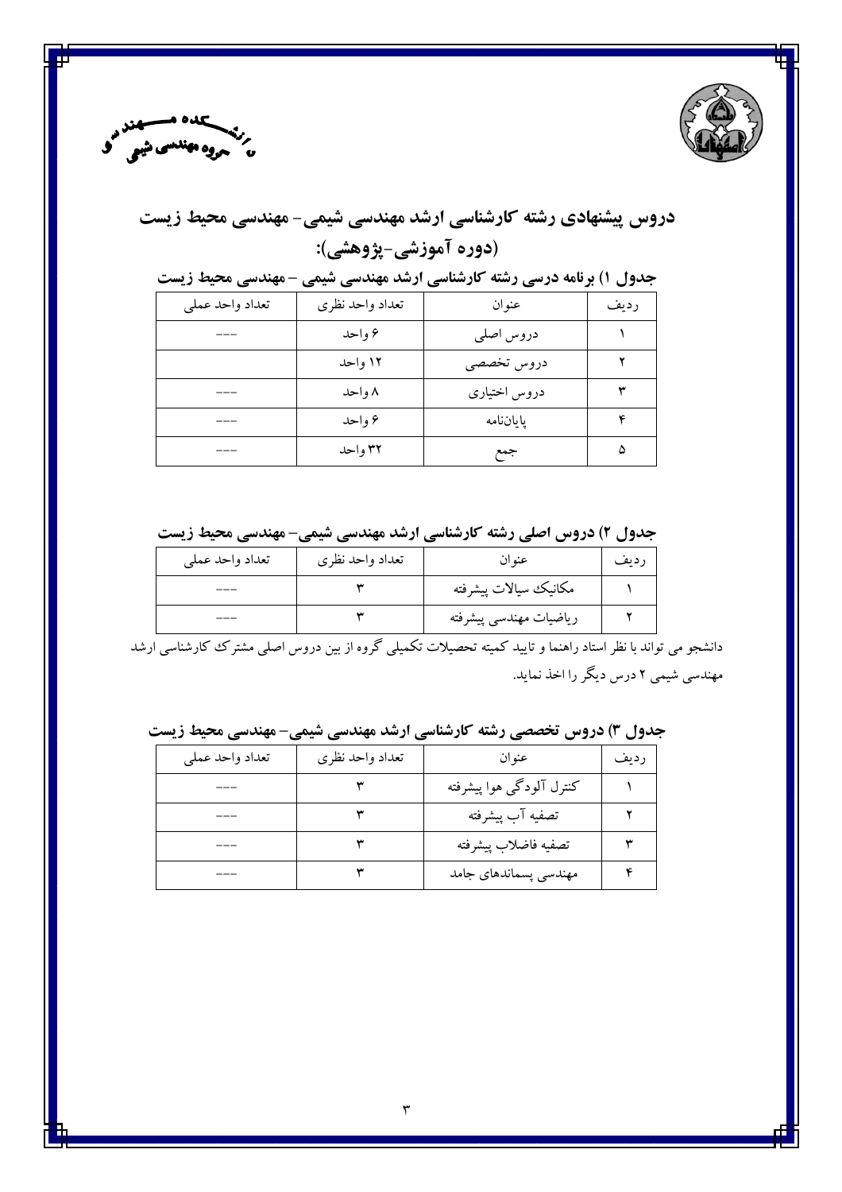## دروس پیشنهادی رشته کارشناسی ارشد مهندسی شیمی- مهندسی محیط زیست (دوره آموزشی-پژوهشی):

**جدول ۱) برنامه درسی رشته کارشناسی ارشد مهندسی شیمی – مهندسی محیط زیست**

| ردیف | عنوان | تعداد واحد نظری | تعداد واحد عملی |
|---|---|---|---|
| ۱ | دروس اصلی | ۶ واحد | --- |
| ۲ | دروس تخصصی | ۱۲ واحد | |
| ۳ | دروس اختیاری | ۸ واحد | --- |
| ۴ | پایان‌نامه | ۶ واحد | --- |
| ۵ | جمع | ۳۲ واحد | --- |

**جدول ۲) دروس اصلی رشته کارشناسی ارشد مهندسی شیمی– مهندسی محیط زیست**

| ردیف | عنوان | تعداد واحد نظری | تعداد واحد عملی |
|---|---|---|---|
| ۱ | مکانیک سیالات پیشرفته | ۳ | --- |
| ۲ | ریاضیات مهندسی پیشرفته | ۳ | --- |

دانشجو می تواند با نظر استاد راهنما و تایید کمیته تحصیلات تکمیلی گروه از بین دروس اصلی مشترک کارشناسی ارشد مهندسی شیمی ۲ درس دیگر را اخذ نماید.

**جدول ۳) دروس تخصصی رشته کارشناسی ارشد مهندسی شیمی– مهندسی محیط زیست**

| ردیف | عنوان | تعداد واحد نظری | تعداد واحد عملی |
|---|---|---|---|
| ۱ | کنترل آلودگی هوا پیشرفته | ۳ | --- |
| ۲ | تصفیه آب پیشرفته | ۳ | --- |
| ۳ | تصفیه فاضلاب پیشرفته | ۳ | --- |
| ۴ | مهندسی پسماندهای جامد | ۳ | --- |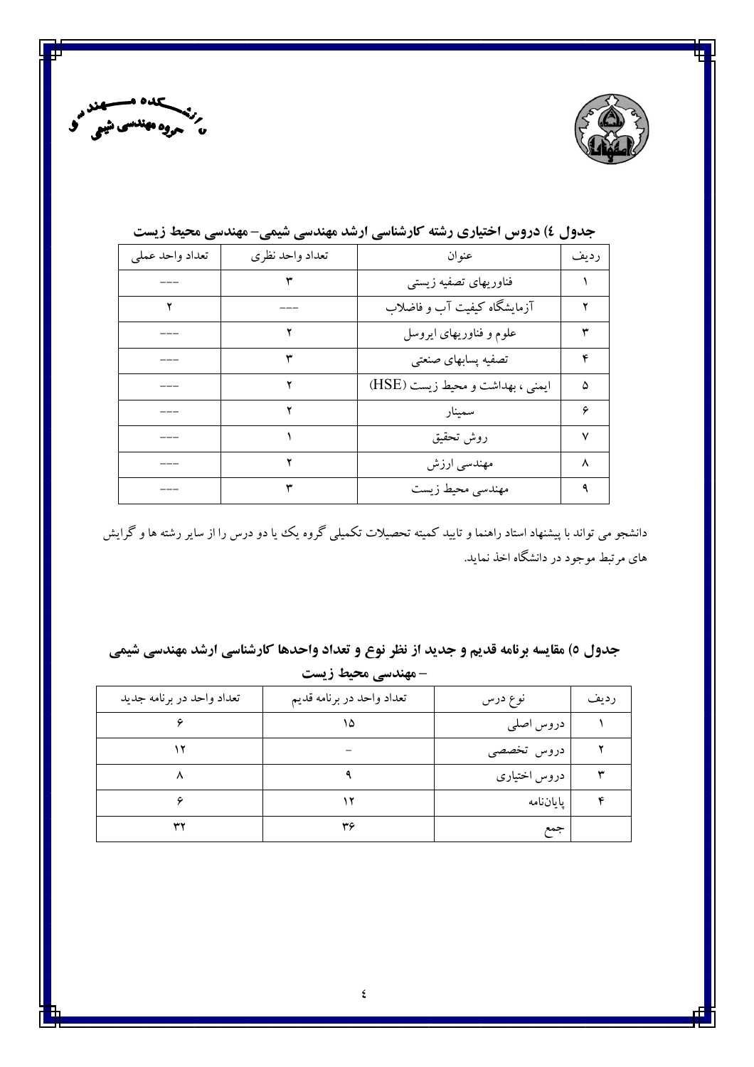دانشکده مهندسی
گروه مهندسی شیمی

**جدول ٤) دروس اختیاری رشته کارشناسی ارشد مهندسی شیمی– مهندسی محیط زیست**

| ردیف | عنوان | تعداد واحد نظری | تعداد واحد عملی |
|---|---|---|---|
| ۱ | فناوریهای تصفیه زیستی | ۳ | --- |
| ۲ | آزمایشگاه کیفیت آب و فاضلاب | --- | ۲ |
| ۳ | علوم و فناوریهای ایروسل | ۲ | --- |
| ۴ | تصفیه پسابهای صنعتی | ۳ | --- |
| ۵ | ایمنی ، بهداشت و محیط زیست (HSE) | ۲ | --- |
| ۶ | سمینار | ۲ | --- |
| ۷ | روش تحقیق | ۱ | --- |
| ۸ | مهندسی ارزش | ۲ | --- |
| ۹ | مهندسی محیط زیست | ۳ | --- |

دانشجو می تواند با پیشنهاد استاد راهنما و تایید کمیته تحصیلات تکمیلی گروه یک یا دو درس را از سایر رشته ها و گرایش های مرتبط موجود در دانشگاه اخذ نماید.

**جدول ٥) مقایسه برنامه قدیم و جدید از نظر نوع و تعداد واحدها کارشناسی ارشد مهندسی شیمی – مهندسی محیط زیست**

| ردیف | نوع درس | تعداد واحد در برنامه قدیم | تعداد واحد در برنامه جدید |
|---|---|---|---|
| ۱ | دروس اصلی | ۱۵ | ۶ |
| ۲ | دروس تخصصی | – | ۱۲ |
| ۳ | دروس اختیاری | ۹ | ۸ |
| ۴ | پایان‌نامه | ۱۲ | ۶ |
| | جمع | ۳۶ | ۳۲ |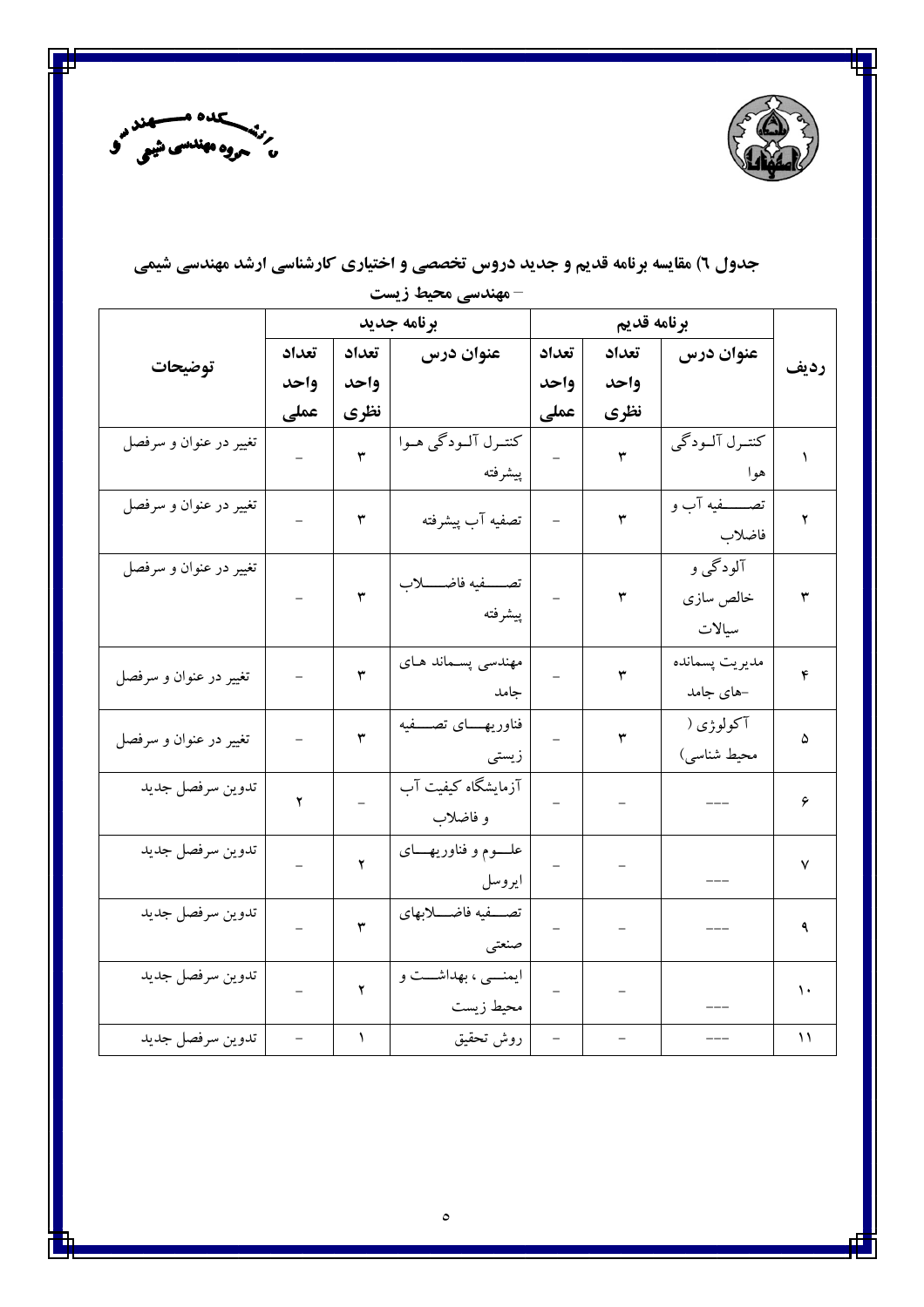دانشکده مهندسی
گروه مهندسی شیمی

**جدول ٦) مقایسه برنامه قدیم و جدید دروس تخصصی و اختیاری کارشناسی ارشد مهندسی شیمی – مهندسی محیط زیست**

| ردیف | برنامه قدیم | | | برنامه جدید | | | توضیحات |
|---|---|---|---|---|---|---|---|
| | عنوان درس | تعداد واحد نظری | تعداد واحد عملی | عنوان درس | تعداد واحد نظری | تعداد واحد عملی | |
| ١ | کنترل آلودگی هوا | ٣ | – | کنترل آلودگی هوا پیشرفته | ٣ | – | تغییر در عنوان و سرفصل |
| ٢ | تصفیه آب و فاضلاب | ٣ | – | تصفیه آب پیشرفته | ٣ | – | تغییر در عنوان و سرفصل |
| ٣ | آلودگی و خالص سازی سیالات | ٣ | – | تصفیه فاضلاب پیشرفته | ٣ | – | تغییر در عنوان و سرفصل |
| ۴ | مدیریت پسمانده-های جامد | ٣ | – | مهندسی پسماند های جامد | ٣ | – | تغییر در عنوان و سرفصل |
| ۵ | آکولوژی ( محیط شناسی) | ٣ | – | فناوریهای تصفیه زیستی | ٣ | – | تغییر در عنوان و سرفصل |
| ۶ | --- | – | – | آزمایشگاه کیفیت آب و فاضلاب | – | ٢ | تدوین سرفصل جدید |
| ٧ | --- | – | – | علوم و فناوریهای ایروسل | ٢ | – | تدوین سرفصل جدید |
| ٩ | --- | – | – | تصفیه فاضلابهای صنعتی | ٣ | – | تدوین سرفصل جدید |
| ١٠ | --- | – | – | ایمنی ، بهداشت و محیط زیست | ٢ | – | تدوین سرفصل جدید |
| ١١ | --- | – | – | روش تحقیق | ١ | – | تدوین سرفصل جدید |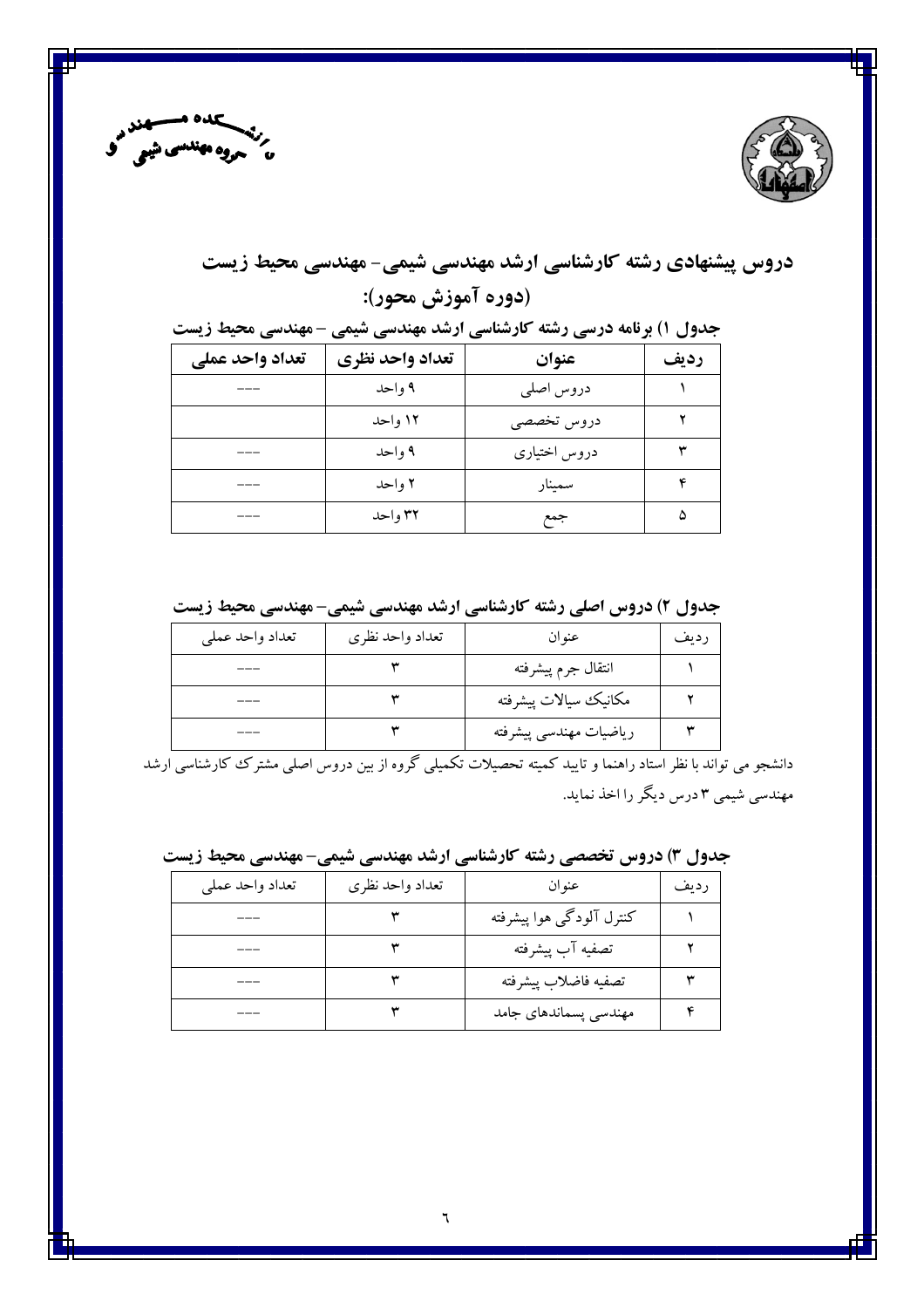دانشکده مهندسی
گروه مهندسی شیمی

## دروس پیشنهادی رشته کارشناسی ارشد مهندسی شیمی- مهندسی محیط زیست (دوره آموزش محور):

**جدول ۱) برنامه درسی رشته کارشناسی ارشد مهندسی شیمی – مهندسی محیط زیست**

| ردیف | عنوان | تعداد واحد نظری | تعداد واحد عملی |
|---|---|---|---|
| ۱ | دروس اصلی | ۹ واحد | --- |
| ۲ | دروس تخصصی | ۱۲ واحد | |
| ۳ | دروس اختیاری | ۹ واحد | --- |
| ۴ | سمینار | ۲ واحد | --- |
| ۵ | جمع | ۳۲ واحد | --- |

**جدول ۲) دروس اصلی رشته کارشناسی ارشد مهندسی شیمی– مهندسی محیط زیست**

| ردیف | عنوان | تعداد واحد نظری | تعداد واحد عملی |
|---|---|---|---|
| ۱ | انتقال جرم پیشرفته | ۳ | --- |
| ۲ | مکانیک سیالات پیشرفته | ۳ | --- |
| ۳ | ریاضیات مهندسی پیشرفته | ۳ | --- |

دانشجو می تواند با نظر استاد راهنما و تایید کمیته تحصیلات تکمیلی گروه از بین دروس اصلی مشترک کارشناسی ارشد مهندسی شیمی ۳ درس دیگر را اخذ نماید.

**جدول ۳) دروس تخصصی رشته کارشناسی ارشد مهندسی شیمی– مهندسی محیط زیست**

| ردیف | عنوان | تعداد واحد نظری | تعداد واحد عملی |
|---|---|---|---|
| ۱ | کنترل آلودگی هوا پیشرفته | ۳ | --- |
| ۲ | تصفیه آب پیشرفته | ۳ | --- |
| ۳ | تصفیه فاضلاب پیشرفته | ۳ | --- |
| ۴ | مهندسی پسماندهای جامد | ۳ | --- |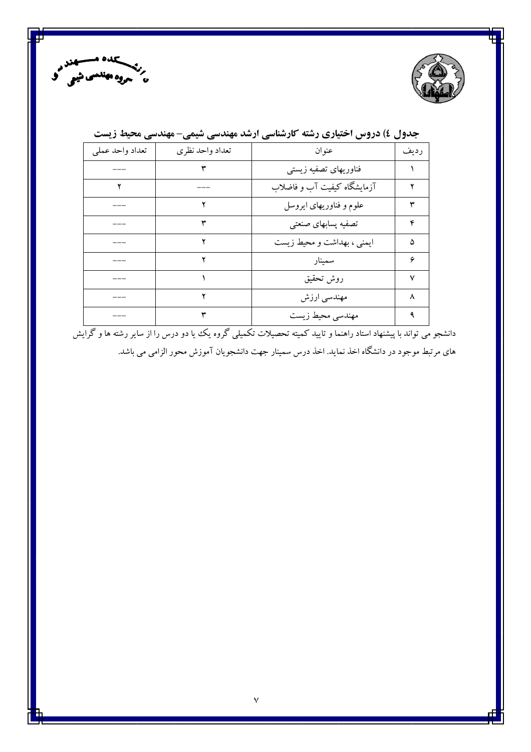دانشکده مهندسی
گروه مهندسی شیمی

### جدول ٤) دروس اختیاری رشته کارشناسی ارشد مهندسی شیمی– مهندسی محیط زیست

| ردیف | عنوان | تعداد واحد نظری | تعداد واحد عملی |
|---|---|---|---|
| ۱ | فناوریهای تصفیه زیستی | ۳ | --- |
| ۲ | آزمایشگاه کیفیت آب و فاضلاب | --- | ۲ |
| ۳ | علوم و فناوریهای ایروسل | ۲ | --- |
| ۴ | تصفیه پسابهای صنعتی | ۳ | --- |
| ۵ | ایمنی ، بهداشت و محیط زیست | ۲ | --- |
| ۶ | سمینار | ۲ | --- |
| ۷ | روش تحقیق | ۱ | --- |
| ۸ | مهندسی ارزش | ۲ | --- |
| ۹ | مهندسی محیط زیست | ۳ | --- |

دانشجو می تواند با پیشنهاد استاد راهنما و تایید کمیته تحصیلات تکمیلی گروه یک یا دو درس را از سایر رشته ها و گرایش های مرتبط موجود در دانشگاه اخذ نماید. اخذ درس سمینار جهت دانشجویان آموزش محور الزامی می باشد.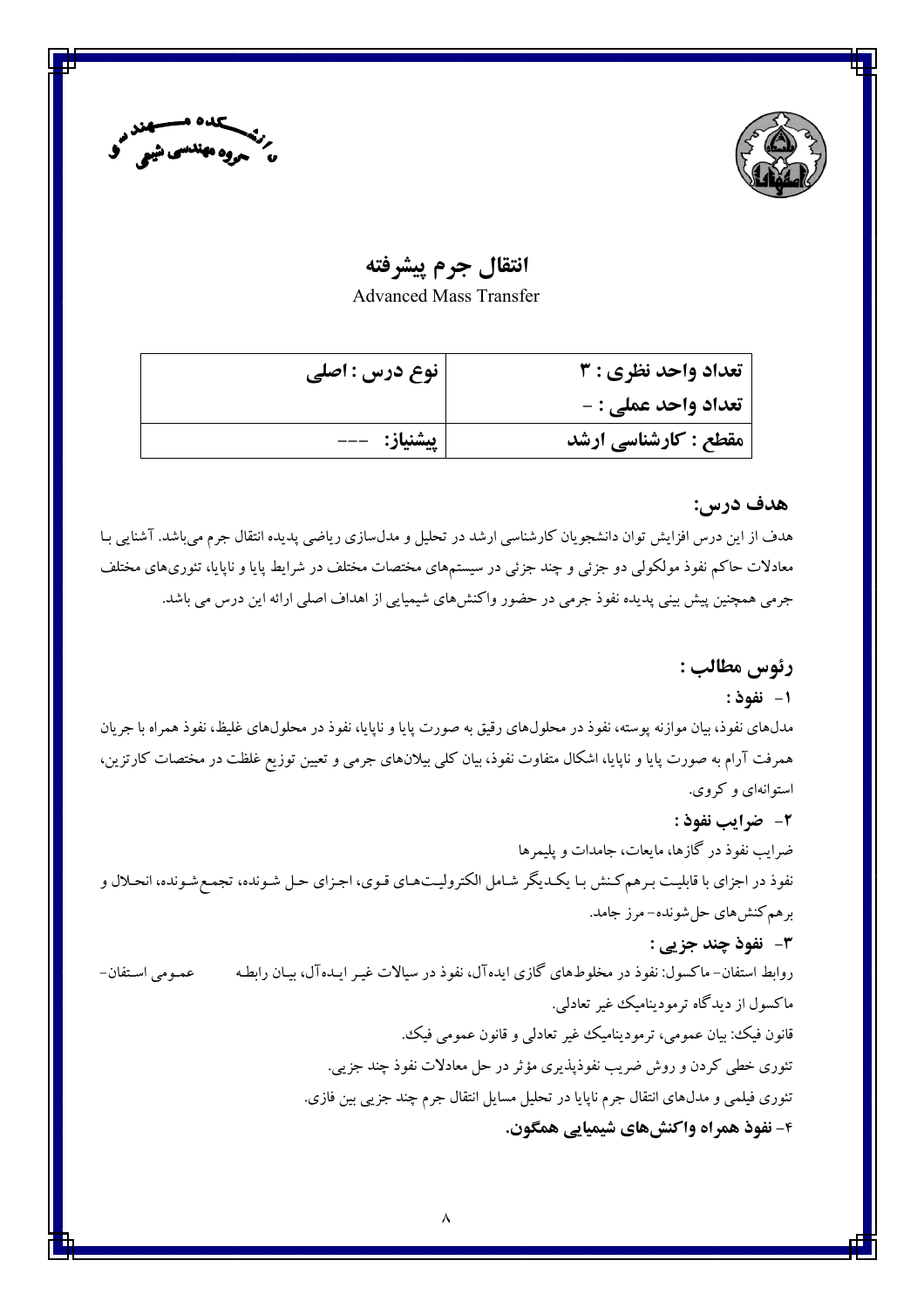دانشکده مهندسی
گروه مهندسی شیمی

# انتقال جرم پیشرفته

Advanced Mass Transfer

| نوع درس : اصلی | تعداد واحد نظری : ۳ |
| --- | --- |
| | تعداد واحد عملی : - |
| پیشنیاز: --- | مقطع : کارشناسی ارشد |

## هدف درس:

هدف از این درس افزایش توان دانشجویان کارشناسی ارشد در تحلیل و مدل‌سازی ریاضی پدیده انتقال جرم می‌باشد. آشنایی با معادلات حاکم نفوذ مولکولی دو جزئی و چند جزئی در سیستم‌های مختصات مختلف در شرایط پایا و ناپایا، تئوری‌های مختلف جرمی همچنین پیش بینی پدیده نفوذ جرمی در حضور واکنش‌های شیمیایی از اهداف اصلی ارائه این درس می باشد.

## رئوس مطالب :

### ۱- نفوذ :

مدل‌های نفوذ، بیان موازنه پوسته، نفوذ در محلول‌های رقیق به صورت پایا و ناپایا، نفوذ در محلول‌های غلیظ، نفوذ همراه با جریان همرفت آرام به صورت پایا و ناپایا، اشکال متفاوت نفوذ، بیان کلی بیلان‌های جرمی و تعیین توزیع غلظت در مختصات کارتزین، استوانه‌ای و کروی.

### ۲- ضرایب نفوذ :

ضرایب نفوذ در گازها، مایعات، جامدات و پلیمرها

نفوذ در اجزای با قابلیت برهم‌کنش با یکدیگر شامل الکترولیت‌های قوی، اجزای حل شونده، تجمع‌شونده، انحلال و برهم‌کنش‌های حل‌شونده- مرز جامد.

### ۳- نفوذ چند جزیی :

روابط استفان- ماکسول: نفوذ در مخلوط‌های گازی ایده‌آل، نفوذ در سیالات غیر ایده‌آل، بیان رابطه عمومی استفان- ماکسول از دیدگاه ترمودینامیک غیر تعادلی.

قانون فیک: بیان عمومی، ترمودینامیک غیر تعادلی و قانون عمومی فیک.

تئوری خطی کردن و روش ضریب نفوذپذیری مؤثر در حل معادلات نفوذ چند جزیی.

تئوری فیلمی و مدل‌های انتقال جرم ناپایا در تحلیل مسایل انتقال جرم چند جزیی بین فازی.

### ۴- نفوذ همراه واکنش‌های شیمیایی همگون.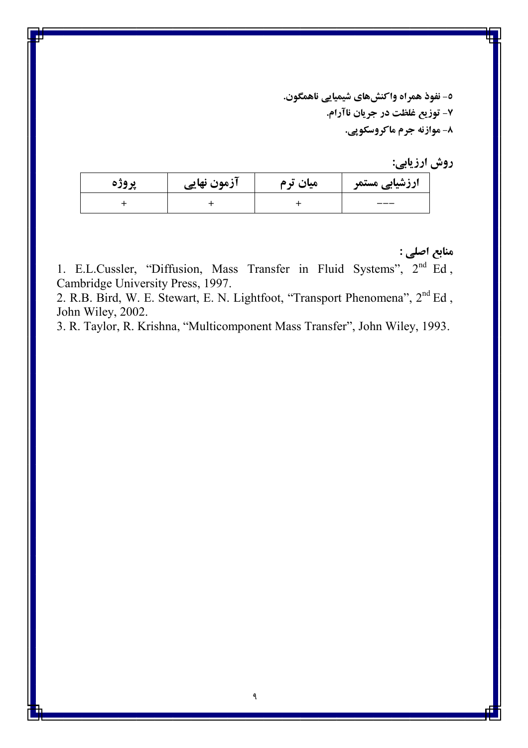۵- نفوذ همراه واکنش‌های شیمیایی ناهمگون.

۷- توزیع غلظت در جریان ناآرام.

۸- موازنه جرم ماکروسکوپی.

## روش ارزیابی:

| ارزشیابی مستمر | میان ترم | آزمون نهایی | پروژه |
|---|---|---|---|
| --- | + | + | + |

## منابع اصلی :

1. E.L.Cussler, "Diffusion, Mass Transfer in Fluid Systems", 2nd Ed , Cambridge University Press, 1997.
2. R.B. Bird, W. E. Stewart, E. N. Lightfoot, "Transport Phenomena", 2nd Ed , John Wiley, 2002.
3. R. Taylor, R. Krishna, "Multicomponent Mass Transfer", John Wiley, 1993.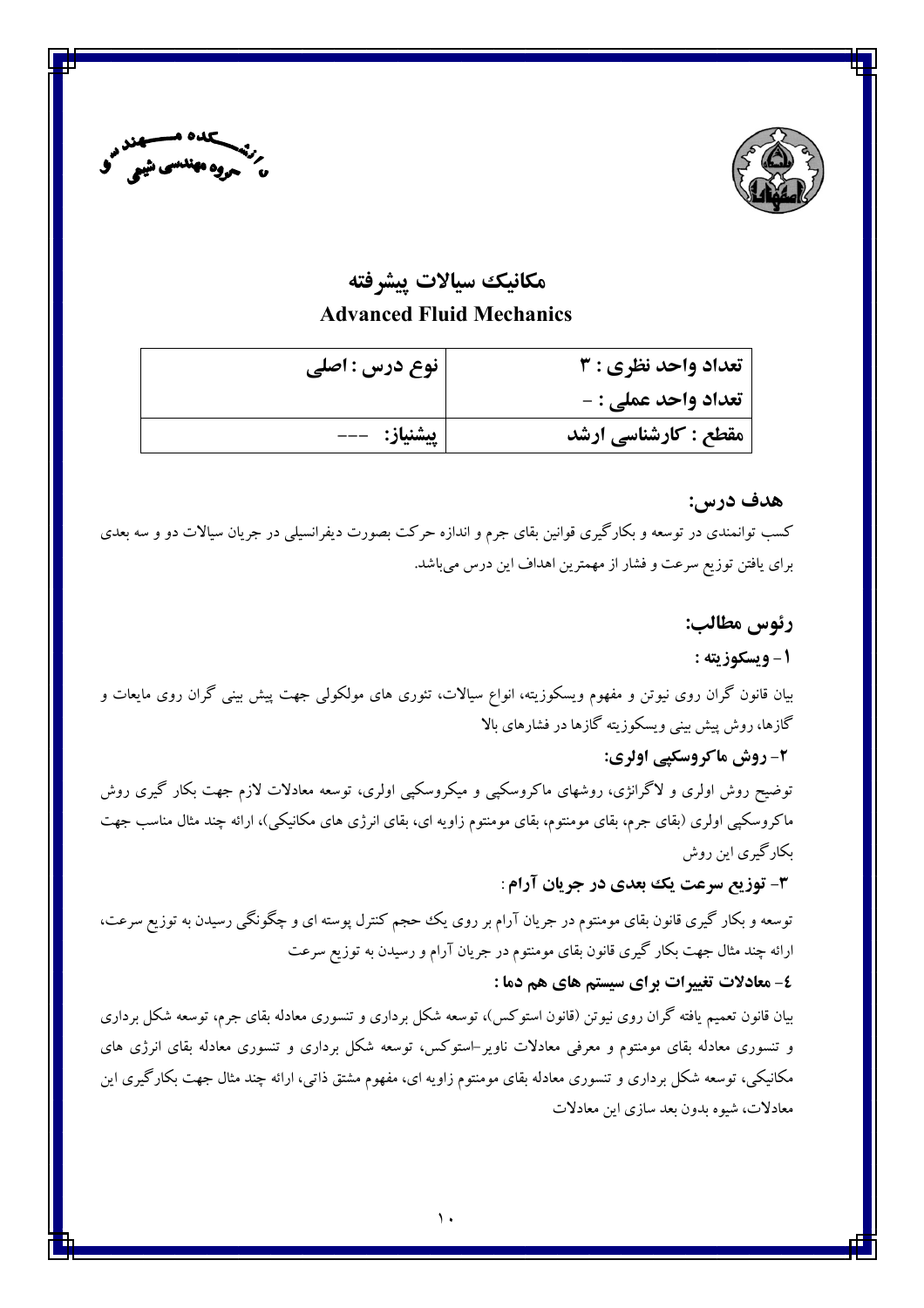دانشکده مهندسی
گروه مهندسی شیمی

# مکانیک سیالات پیشرفته

## Advanced Fluid Mechanics

| نوع درس : اصلی | تعداد واحد نظری : ۳ |
| --- | --- |
| | تعداد واحد عملی : - |
| پیشنیاز: --- | مقطع : کارشناسی ارشد |

### هدف درس:

کسب توانمندی در توسعه و بکارگیری قوانین بقای جرم و اندازه حرکت بصورت دیفرانسیلی در جریان سیالات دو و سه بعدی برای یافتن توزیع سرعت و فشار از مهمترین اهداف این درس می‌باشد.

### رئوس مطالب:

**۱- ویسکوزیته :**

بیان قانون گران روی نیوتن و مفهوم ویسکوزیته، انواع سیالات، تئوری های مولکولی جهت پیش بینی گران روی مایعات و گازها، روش پیش بینی ویسکوزیته گازها در فشارهای بالا

**۲- روش ماکروسکپی اولری:**

توضیح روش اولری و لاگرانژی، روشهای ماکروسکپی و میکروسکپی اولری، توسعه معادلات لازم جهت بکار گیری روش ماکروسکپی اولری (بقای جرم، بقای مومنتوم، بقای مومنتوم زاویه ای، بقای انرژی های مکانیکی)، ارائه چند مثال مناسب جهت بکارگیری این روش

**۳- توزیع سرعت یک بعدی در جریان آرام :**

توسعه و بکار گیری قانون بقای مومنتوم در جریان آرام بر روی یک حجم کنترل پوسته ای و چگونگی رسیدن به توزیع سرعت، ارائه چند مثال جهت بکار گیری قانون بقای مومنتوم در جریان آرام و رسیدن به توزیع سرعت

**٤- معادلات تغییرات برای سیستم های هم دما :**

بیان قانون تعمیم یافته گران روی نیوتن (قانون استوکس)، توسعه شکل برداری و تنسوری معادله بقای جرم، توسعه شکل برداری و تنسوری معادله بقای مومنتوم و معرفی معادلات ناویر-استوکس، توسعه شکل برداری و تنسوری معادله بقای انرژی های مکانیکی، توسعه شکل برداری و تنسوری معادله بقای مومنتوم زاویه ای، مفهوم مشتق ذاتی، ارائه چند مثال جهت بکارگیری این معادلات، شیوه بدون بعد سازی این معادلات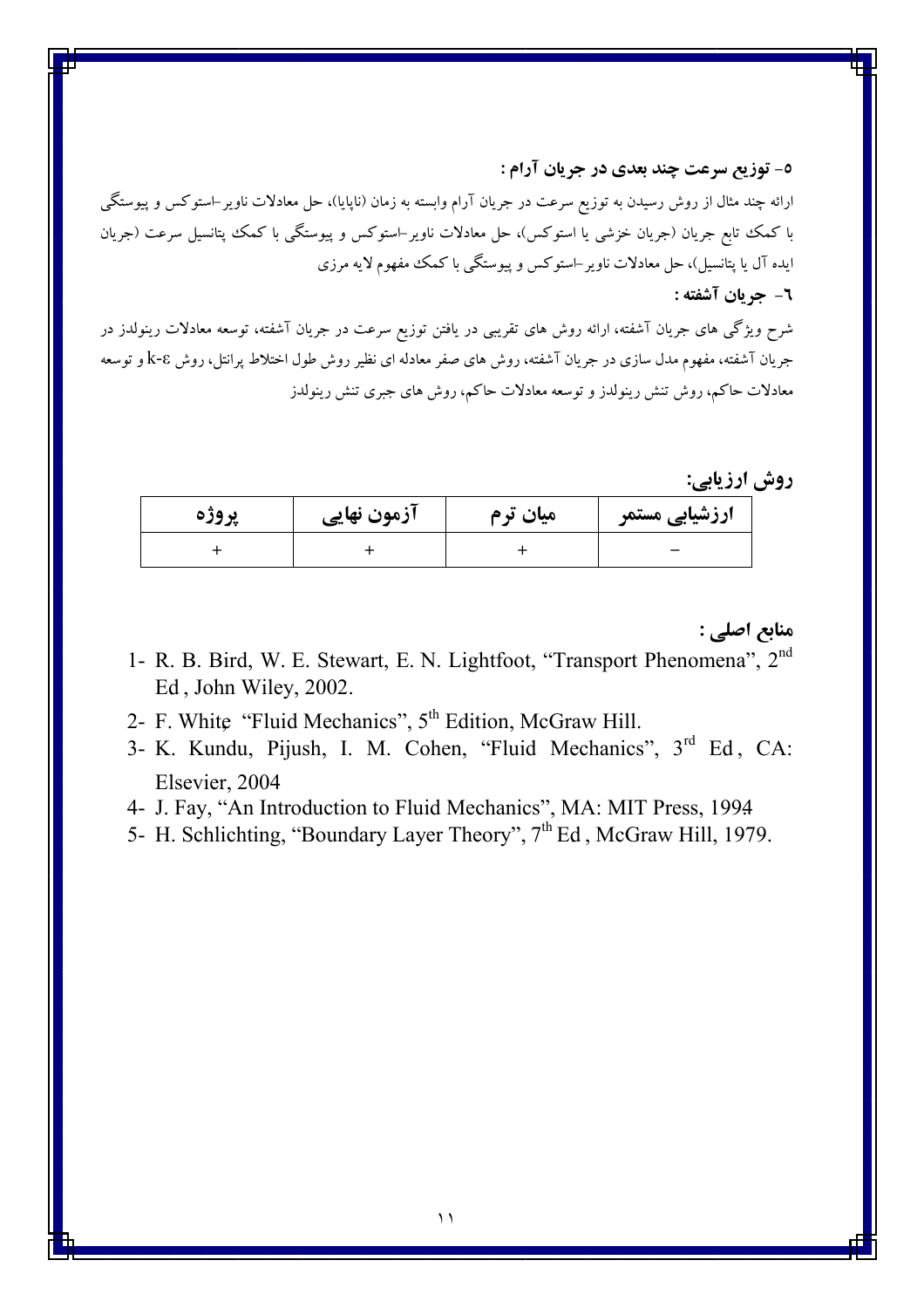**۵- توزیع سرعت چند بعدی در جریان آرام :**

ارائه چند مثال از روش رسیدن به توزیع سرعت در جریان آرام وابسته به زمان (ناپایا)، حل معادلات ناویر-استوکس و پیوستگی با کمک تابع جریان (جریان خزشی یا استوکس)، حل معادلات ناویر-استوکس و پیوستگی با کمک پتانسیل سرعت (جریان ایده آل یا پتانسیل)، حل معادلات ناویر-استوکس و پیوستگی با کمک مفهوم لایه مرزی

**۶- جریان آشفته :**

شرح ویژگی های جریان آشفته، ارائه روش های تقریبی در یافتن توزیع سرعت در جریان آشفته، توسعه معادلات رینولدز در جریان آشفته، مفهوم مدل سازی در جریان آشفته، روش های صفر معادله ای نظیر روش طول اختلاط پرانتل، روش k-ε و توسعه معادلات حاکم، روش تنش رینولدز و توسعه معادلات حاکم، روش های جبری تنش رینولدز

## روش ارزیابی:

| ارزشیابی مستمر | میان ترم | آزمون نهایی | پروژه |
|---|---|---|---|
| − | + | + | + |

## منابع اصلی :

1- R. B. Bird, W. E. Stewart, E. N. Lightfoot, “Transport Phenomena”, 2nd Ed , John Wiley, 2002.
2- F. White, “Fluid Mechanics”, 5th Edition, McGraw Hill.
3- K. Kundu, Pijush, I. M. Cohen, “Fluid Mechanics”, 3rd Ed , CA: Elsevier, 2004
4- J. Fay, “An Introduction to Fluid Mechanics”, MA: MIT Press, 1994
5- H. Schlichting, “Boundary Layer Theory”, 7th Ed , McGraw Hill, 1979.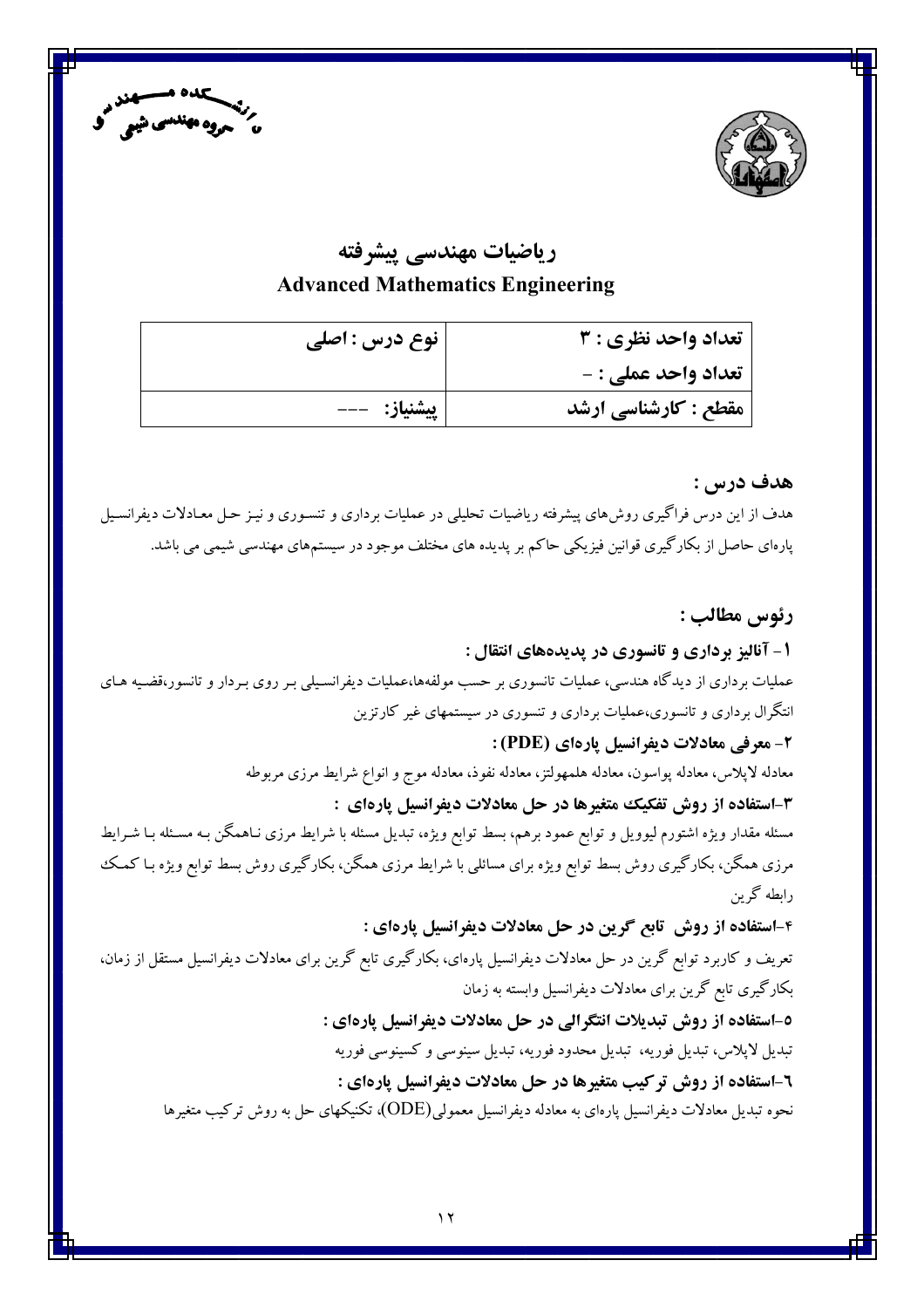دانشکده مهندسی
گروه مهندسی شیمی

# ریاضیات مهندسی پیشرفته
## Advanced Mathematics Engineering

| تعداد واحد نظری : ۳ | نوع درس : اصلی |
|---|---|
| تعداد واحد عملی : - | |
| مقطع : کارشناسی ارشد | پیشنیاز: --- |

### هدف درس :

هدف از این درس فراگیری روش‌های پیشرفته ریاضیات تحلیلی در عملیات برداری و تنسوری و نیز حل معادلات دیفرانسیل پاره‌ای حاصل از بکارگیری قوانین فیزیکی حاکم بر پدیده های مختلف موجود در سیستم‌های مهندسی شیمی می باشد.

### رئوس مطالب :

**۱- آنالیز برداری و تانسوری در پدیده‌های انتقال :**

عملیات برداری از دیدگاه هندسی، عملیات تانسوری بر حسب مولفه‌ها،عملیات دیفرانسیلی بر روی بردار و تانسور،قضیه های انتگرال برداری و تانسوری،عملیات برداری و تنسوری در سیستمهای غیر کارتزین

**۲- معرفی معادلات دیفرانسیل پاره‌ای (PDE) :**

معادله لاپلاس، معادله پواسون، معادله هلمهولتز، معادله نفوذ، معادله موج و انواع شرایط مرزی مربوطه

**۳-استفاده از روش تفکیک متغیرها در حل معادلات دیفرانسیل پاره‌ای :**

مسئله مقدار ویژه اشتورم لیوویل و توابع عمود برهم، بسط توابع ویژه، تبدیل مسئله با شرایط مرزی ناهمگن به مسئله با شرایط مرزی همگن، بکارگیری روش بسط توابع ویژه برای مسائلی با شرایط مرزی همگن، بکارگیری روش بسط توابع ویژه با کمک رابطه گرین

**۴-استفاده از روش تابع گرین در حل معادلات دیفرانسیل پاره‌ای :**

تعریف و کاربرد توابع گرین در حل معادلات دیفرانسیل پاره‌ای، بکارگیری تابع گرین برای معادلات دیفرانسیل مستقل از زمان، بکارگیری تابع گرین برای معادلات دیفرانسیل وابسته به زمان

**۵-استفاده از روش تبدیلات انتگرالی در حل معادلات دیفرانسیل پاره‌ای :**

تبدیل لاپلاس، تبدیل فوریه، تبدیل محدود فوریه، تبدیل سینوسی و کسینوسی فوریه

**۶-استفاده از روش ترکیب متغیرها در حل معادلات دیفرانسیل پاره‌ای :**

نحوه تبدیل معادلات دیفرانسیل پاره‌ای به معادله دیفرانسیل معمولی(ODE)، تکنیکهای حل به روش ترکیب متغیرها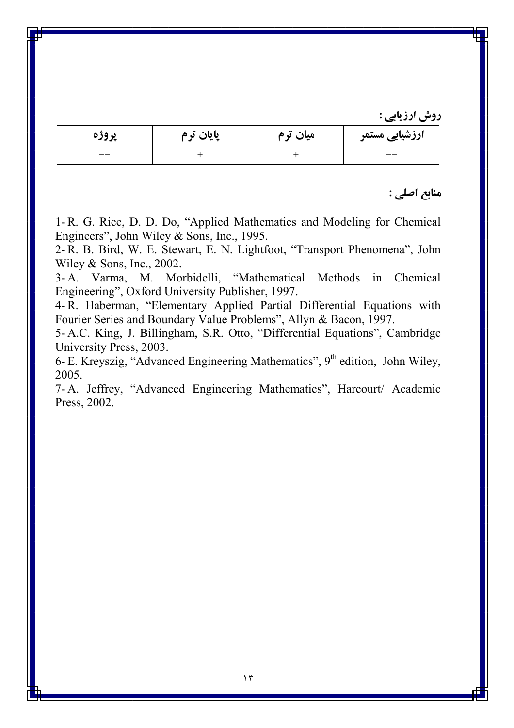**روش ارزیابی :**

| ارزشیابی مستمر | میان ترم | پایان ترم | پروژه |
| --- | --- | --- | --- |
| -- | + | + | -- |

**منابع اصلی :**

1- R. G. Rice, D. D. Do, "Applied Mathematics and Modeling for Chemical Engineers", John Wiley & Sons, Inc., 1995.
2- R. B. Bird, W. E. Stewart, E. N. Lightfoot, "Transport Phenomena", John Wiley & Sons, Inc., 2002.
3- A. Varma, M. Morbidelli, "Mathematical Methods in Chemical Engineering", Oxford University Publisher, 1997.
4- R. Haberman, "Elementary Applied Partial Differential Equations with Fourier Series and Boundary Value Problems", Allyn & Bacon, 1997.
5- A.C. King, J. Billingham, S.R. Otto, "Differential Equations", Cambridge University Press, 2003.
6- E. Kreyszig, "Advanced Engineering Mathematics", 9th edition, John Wiley, 2005.
7- A. Jeffrey, "Advanced Engineering Mathematics", Harcourt/ Academic Press, 2002.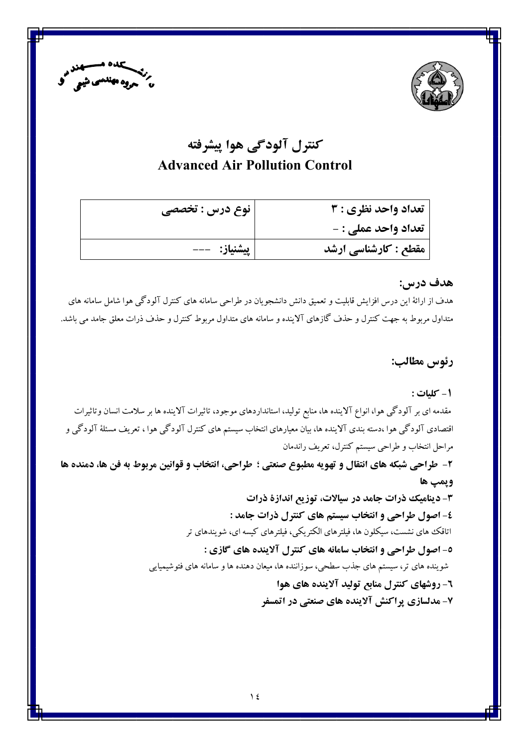دانشکده مهندسی
گروه مهندسی شیمی

# کنترل آلودگی هوا پیشرفته
# Advanced Air Pollution Control

| تعداد واحد نظری : ۳ | نوع درس : تخصصی |
| --- | --- |
| تعداد واحد عملی : - | |
| مقطع : کارشناسی ارشد | پیشنیاز: --- |

## هدف درس:

هدف از ارائهٔ این درس افزایش قابلیت و تعمیق دانش دانشجویان در طراحی سامانه های کنترل آلودگی هوا شامل سامانه های متداول مربوط به جهت کنترل و حذف گازهای آلاینده و سامانه های متداول مربوط کنترل و حذف ذرات معلق جامد می باشد.

## رئوس مطالب:

**۱- کلیات :**

مقدمه ای بر آلودگی هوا، انواع آلاینده ها، منابع تولید، استانداردهای موجود، تاثیرات آلاینده ها بر سلامت انسان وتاثیرات اقتصادی آلودگی هوا ،دسته بندی آلاینده ها، بیان معیارهای انتخاب سیستم های کنترل آلودگی هوا ، تعریف مسئلهٔ آلودگی و مراحل انتخاب و طراحی سیستم کنترل، تعریف راندمان

**۲- طراحی شبکه های انتقال و تهویه مطبوع صنعتی ؛ طراحی، انتخاب و قوانین مربوط به فن ها، دمنده ها وپمپ ها**

**۳- دینامیک ذرات جامد در سیالات، توزیع اندازهٔ ذرات**

**٤- اصول طراحی و انتخاب سیستم های کنترل ذرات جامد :**

اتاقک های نشست، سیکلون ها، فیلترهای الکتریکی، فیلترهای کیسه ای، شویندهای تر

**٥- اصول طراحی و انتخاب سامانه های کنترل آلاینده های گازی :**

شوینده های تر، سیستم های جذب سطحی، سوزاننده ها، میعان دهنده ها و سامانه های فتوشیمیایی

**٦- روشهای کنترل منابع تولید آلاینده های هوا**

**۷- مدلسازی پراکنش آلاینده های صنعتی در اتمسفر**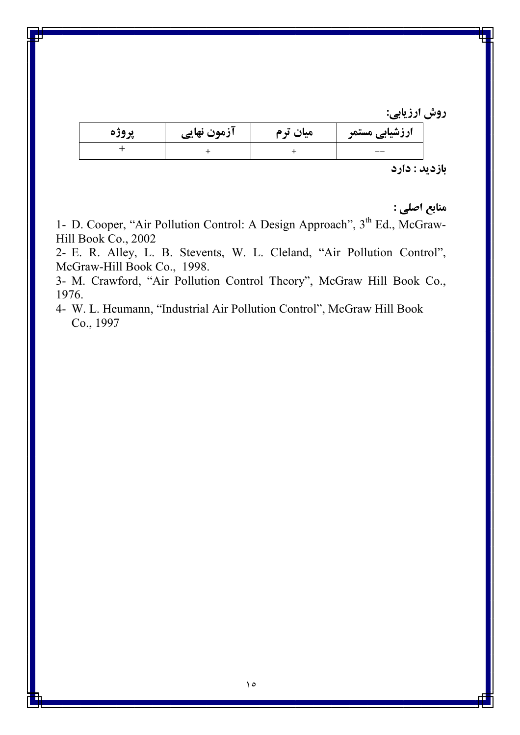**روش ارزیابی:**

| ارزشیابی مستمر | میان ترم | آزمون نهایی | پروژه |
|---|---|---|---|
| -- | + | + | + |

**بازدید : دارد**

**منابع اصلی :**

1- D. Cooper, "Air Pollution Control: A Design Approach", 3th Ed., McGraw-Hill Book Co., 2002

2- E. R. Alley, L. B. Stevents, W. L. Cleland, "Air Pollution Control", McGraw-Hill Book Co., 1998.

3- M. Crawford, "Air Pollution Control Theory", McGraw Hill Book Co., 1976.

4- W. L. Heumann, "Industrial Air Pollution Control", McGraw Hill Book Co., 1997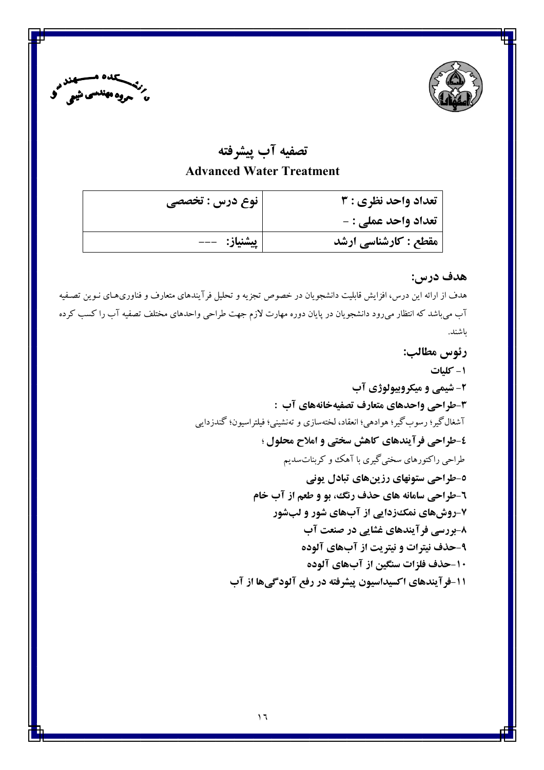# تصفیه آب پیشرفته

## Advanced Water Treatment

| تعداد واحد نظری : ۳ | نوع درس : تخصصی |
| --- | --- |
| تعداد واحد عملی : - | |
| مقطع : کارشناسی ارشد | پیشنیاز: --- |

### هدف درس:

هدف از ارائه این درس، افزایش قابلیت دانشجویان در خصوص تجزیه و تحلیل فرآیندهای متعارف و فناوری‌های نوین تصفیه آب می‌باشد که انتظار می‌رود دانشجویان در پایان دوره مهارت لازم جهت طراحی واحدهای مختلف تصفیه آب را کسب کرده باشند.

### رئوس مطالب:

**۱- کلیات**

**۲- شیمی و میکروبیولوژی آب**

**۳-طراحی واحدهای متعارف تصفیه‌خانه‌های آب :**

آشغال‌گیر؛ رسوب‌گیر؛ هوادهی؛ انعقاد، لخته‌سازی و ته‌نشینی؛ فیلتراسیون؛ گندزدایی

**۴-طراحی فرآیندهای کاهش سختی و املاح محلول ؛**

طراحی راکتورهای سختی‌گیری با آهک و کربنات‌سدیم

**۵-طراحی ستونهای رزین‌های تبادل یونی**

**۶-طراحی سامانه های حذف رنگ، بو و طعم از آب خام**

**۷-روش‌های نمک‌زدایی از آب‌های شور و لب‌شور**

**۸-بررسی فرآیندهای غشایی در صنعت آب**

**۹-حذف نیترات و نیتریت از آب‌های آلوده**

**۱۰-حذف فلزات سنگین از آب‌های آلوده**

**۱۱-فرآیندهای اکسیداسیون پیشرفته در رفع آلودگی‌ها از آب**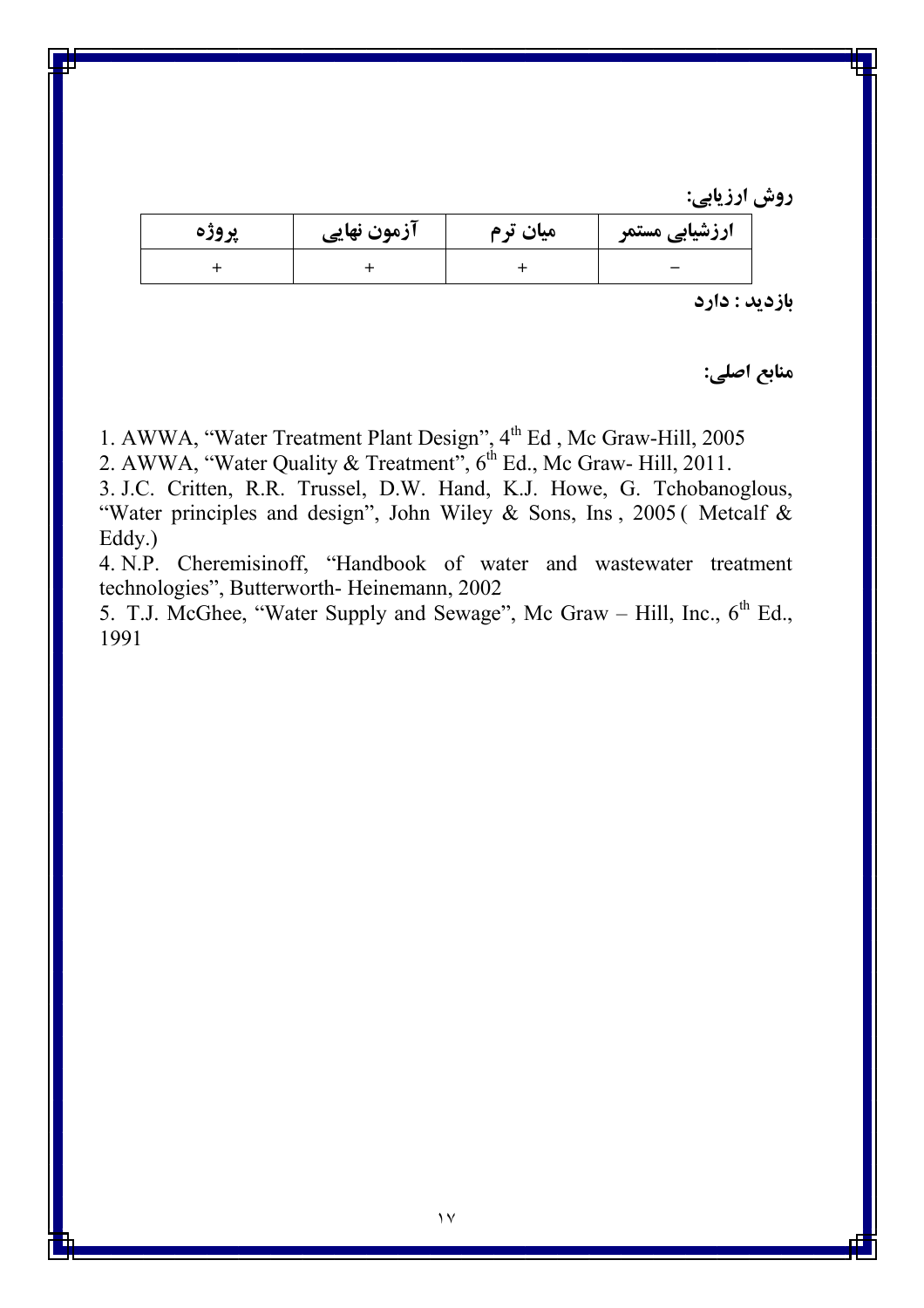**روش ارزیابی:**

| ارزشیابی مستمر | میان ترم | آزمون نهایی | پروژه |
|---|---|---|---|
| - | + | + | + |

**بازدید : دارد**

**منابع اصلی:**

1. AWWA, "Water Treatment Plant Design", 4th Ed , Mc Graw-Hill, 2005
2. AWWA, "Water Quality & Treatment", 6th Ed., Mc Graw- Hill, 2011.
3. J.C. Critten, R.R. Trussel, D.W. Hand, K.J. Howe, G. Tchobanoglous, "Water principles and design", John Wiley & Sons, Ins , 2005 ( Metcalf & Eddy.)
4. N.P. Cheremisinoff, "Handbook of water and wastewater treatment technologies", Butterworth- Heinemann, 2002
5. T.J. McGhee, "Water Supply and Sewage", Mc Graw – Hill, Inc., 6th Ed., 1991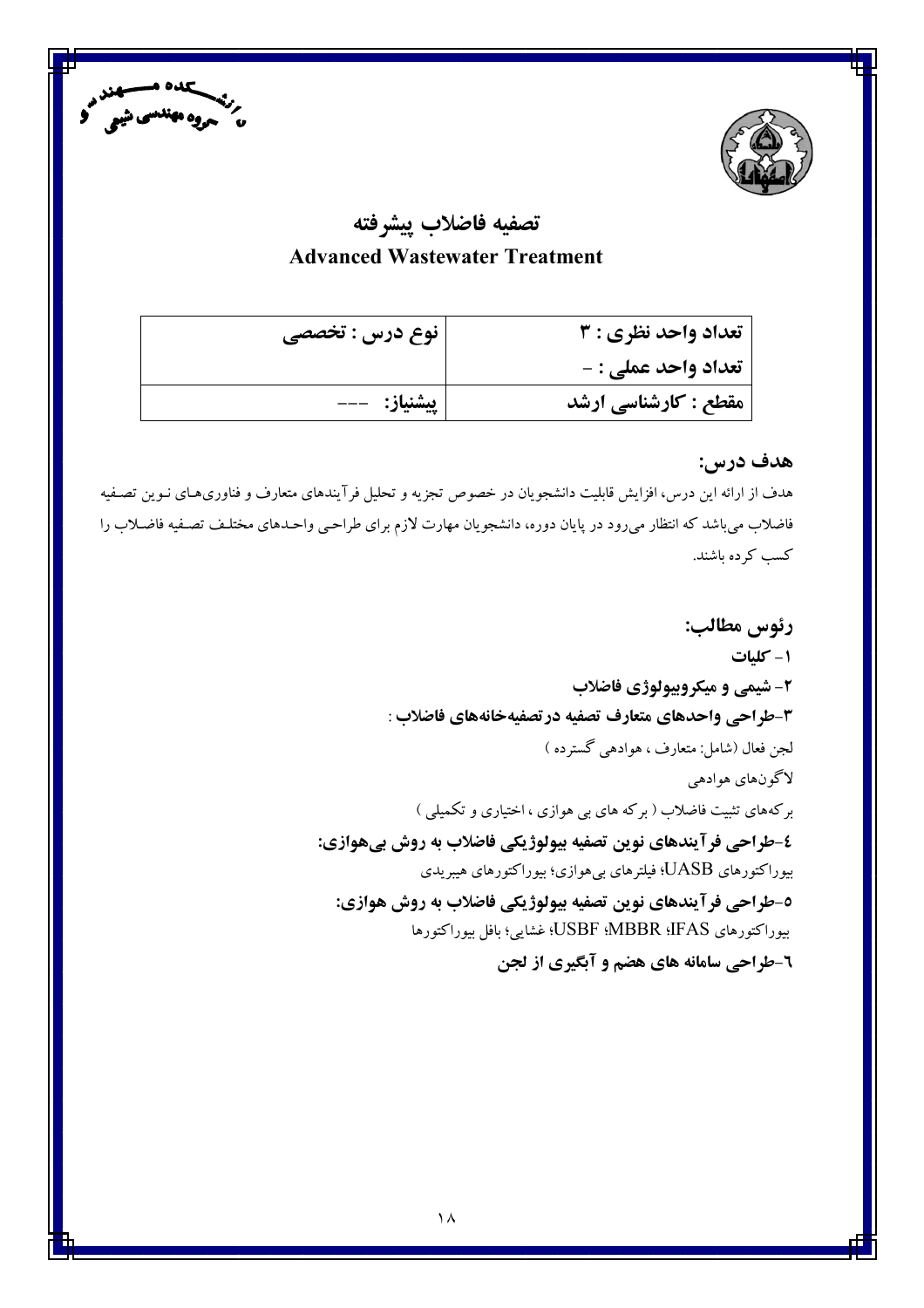دانشکده مهندسی
گروه مهندسی شیمی

# تصفیه فاضلاب پیشرفته
# Advanced Wastewater Treatment

| تعداد واحد نظری : ۳ | نوع درس : تخصصی |
|---|---|
| تعداد واحد عملی : - | |
| مقطع : کارشناسی ارشد | پیشنیاز: --- |

## هدف درس:

هدف از ارائه این درس، افزایش قابلیت دانشجویان در خصوص تجزیه و تحلیل فرآیندهای متعارف و فناوری‌های نوین تصفیه فاضلاب می‌باشد که انتظار می‌رود در پایان دوره، دانشجویان مهارت لازم برای طراحی واحدهای مختلف تصفیه فاضلاب را کسب کرده باشند.

## رئوس مطالب:

**۱- کلیات**

**۲- شیمی و میکروبیولوژی فاضلاب**

**۳-طراحی واحدهای متعارف تصفیه درتصفیه‌خانه‌های فاضلاب** :

لجن فعال (شامل: متعارف ، هوادهی گسترده )

لاگون‌های هوادهی

برکه‌های تثبیت فاضلاب ( برکه های بی هوازی ، اختیاری و تکمیلی )

**٤-طراحی فرآیندهای نوین تصفیه بیولوژیکی فاضلاب به روش بی‌هوازی:**

بیوراکتورهای UASB؛ فیلترهای بی‌هوازی؛ بیوراکتورهای هیبریدی

**٥-طراحی فرآیندهای نوین تصفیه بیولوژیکی فاضلاب به روش هوازی:**

بیوراکتورهای IFAS؛ MBBR؛ USBF؛ غشایی؛ بافل بیوراکتورها

**٦-طراحی سامانه های هضم و آبگیری از لجن**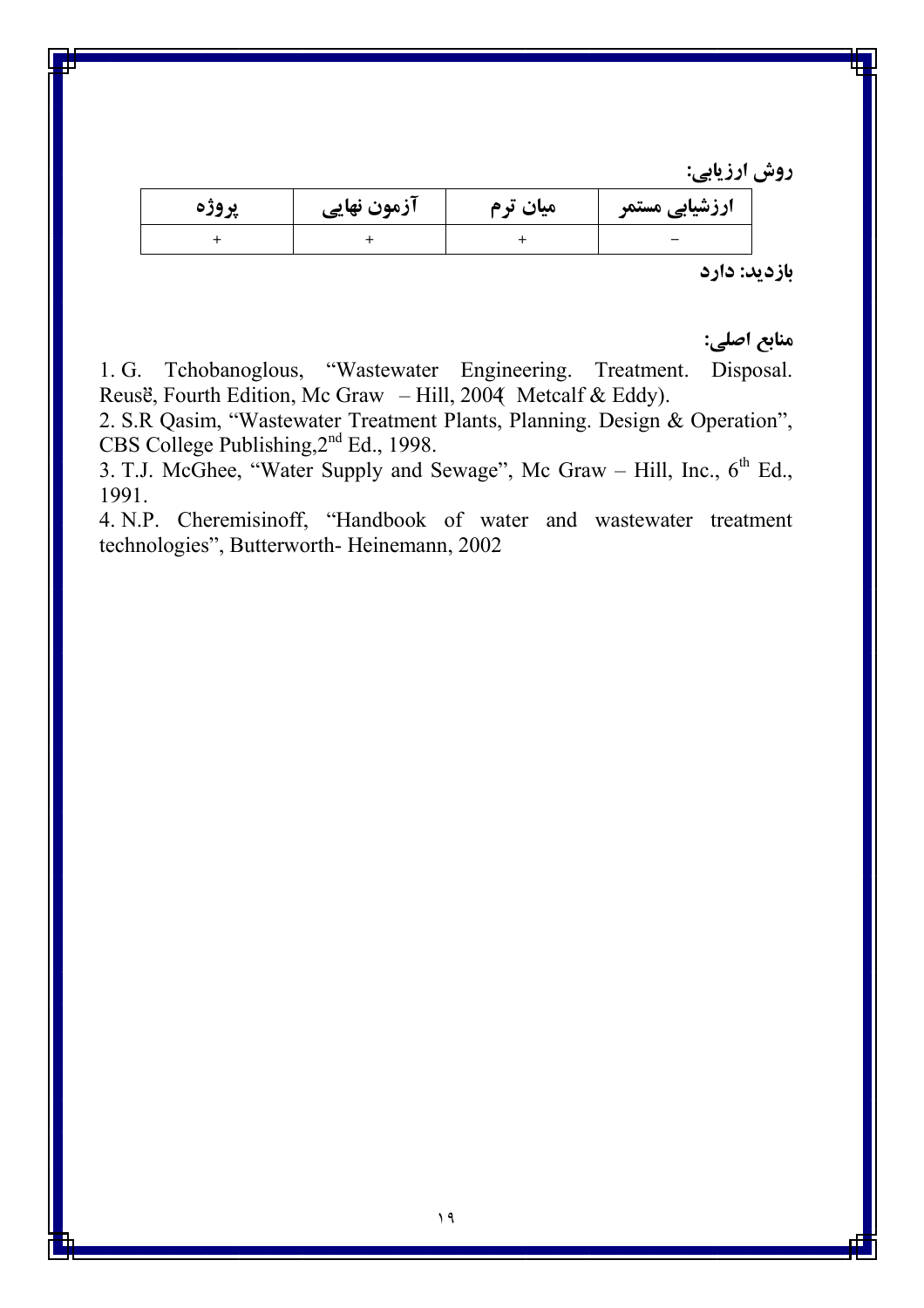**روش ارزیابی:**

| ارزشیابی مستمر | میان ترم | آزمون نهایی | پروژه |
|---|---|---|---|
| − | + | + | + |

**بازدید: دارد**

**منابع اصلی:**

1. G. Tchobanoglous, "Wastewater Engineering. Treatment. Disposal. Reusë, Fourth Edition, Mc Graw – Hill, 2004( Metcalf & Eddy).
2. S.R Qasim, "Wastewater Treatment Plants, Planning. Design & Operation", CBS College Publishing,2nd Ed., 1998.
3. T.J. McGhee, "Water Supply and Sewage", Mc Graw – Hill, Inc., 6th Ed., 1991.
4. N.P. Cheremisinoff, "Handbook of water and wastewater treatment technologies", Butterworth- Heinemann, 2002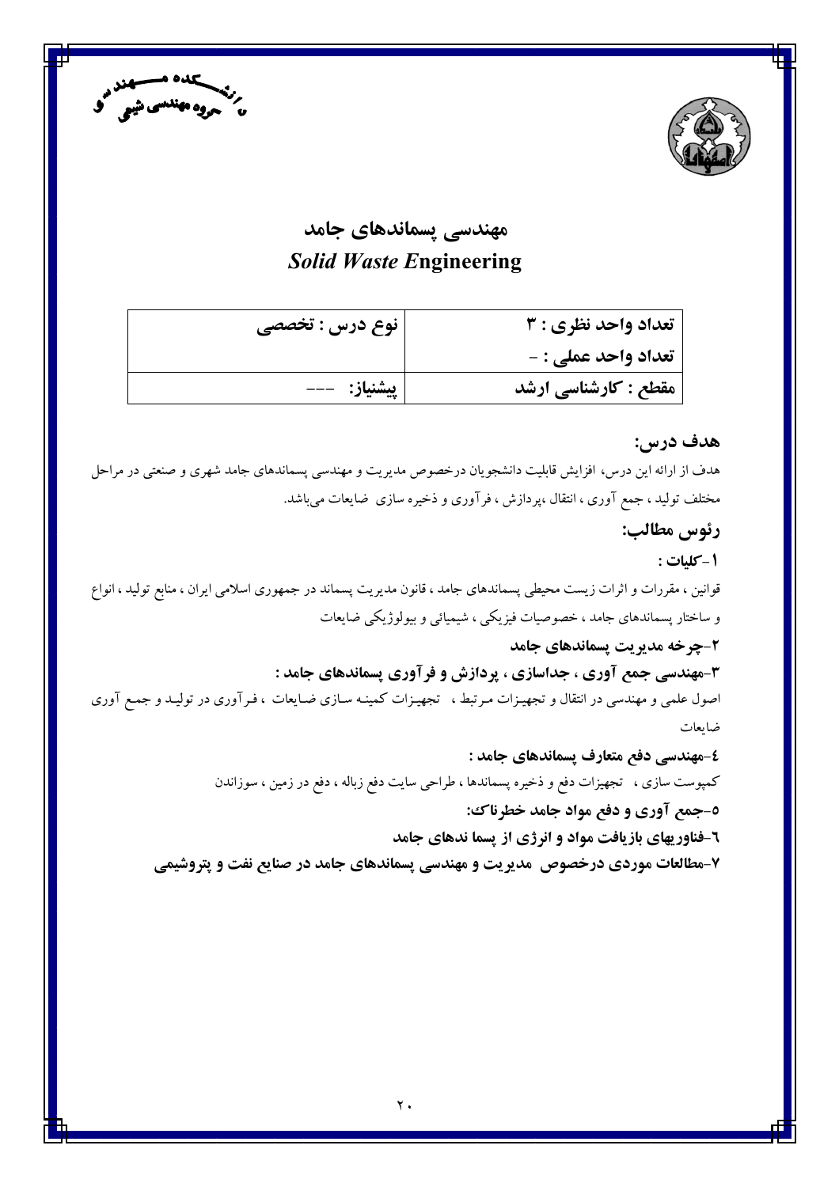دانشکده مهندسی
گروه مهندسی شیمی

# مهندسی پسماندهای جامد
# *Solid Waste E*ngineering

| نوع درس : تخصصی | تعداد واحد نظری : ۳ |
| --- | --- |
| | تعداد واحد عملی : - |
| پیشنیاز: --- | مقطع : کارشناسی ارشد |

## هدف درس:

هدف از ارائه این درس، افزایش قابلیت دانشجویان درخصوص مدیریت و مهندسی پسماندهای جامد شهری و صنعتی در مراحل مختلف تولید ، جمع آوری ، انتقال ،پردازش ، فرآوری و ذخیره سازی ضایعات می‌باشد.

## رئوس مطالب:

**۱-کلیات :**

قوانین ، مقررات و اثرات زیست محیطی پسماندهای جامد ، قانون مدیریت پسماند در جمهوری اسلامی ایران ، منابع تولید ، انواع و ساختار پسماندهای جامد ، خصوصیات فیزیکی ، شیمیائی و بیولوژیکی ضایعات

**۲-چرخه مدیریت پسماندهای جامد**

**۳-مهندسی جمع آوری ، جداسازی ، پردازش و فرآوری پسماندهای جامد :**

اصول علمی و مهندسی در انتقال و تجهیزات مرتبط ، تجهیزات کمینه سازی ضایعات ، فرآوری در تولید و جمع آوری ضایعات

**۴-مهندسی دفع متعارف پسماندهای جامد :**

کمپوست سازی ، تجهیزات دفع و ذخیره پسماندها ، طراحی سایت دفع زباله ، دفع در زمین ، سوزاندن

**۵-جمع آوری و دفع مواد جامد خطرناک:**

**۶-فناوریهای بازیافت مواد و انرژی از پسما ندهای جامد**

**۷-مطالعات موردی درخصوص مدیریت و مهندسی پسماندهای جامد در صنایع نفت و پتروشیمی**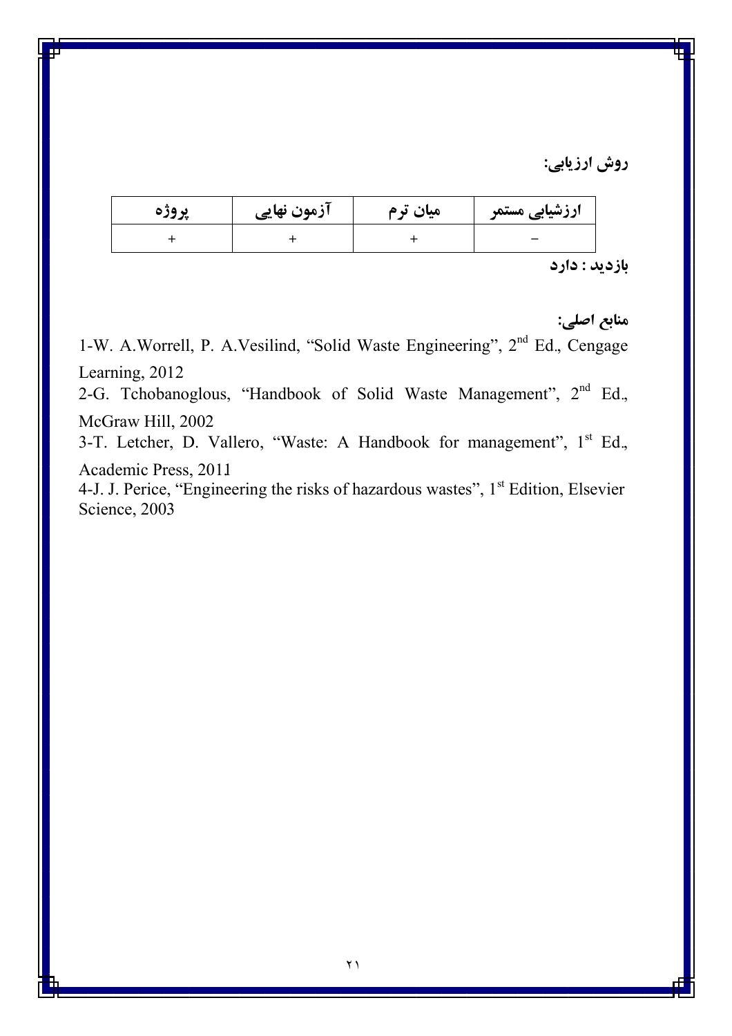**روش ارزیابی:**

| ارزشیابی مستمر | میان ترم | آزمون نهایی | پروژه |
|---|---|---|---|
| − | + | + | + |

**بازدید : دارد**

**منابع اصلی:**

1-W. A.Worrell, P. A.Vesilind, "Solid Waste Engineering", 2nd Ed., Cengage Learning, 2012

2-G. Tchobanoglous, "Handbook of Solid Waste Management", 2nd Ed., McGraw Hill, 2002

3-T. Letcher, D. Vallero, "Waste: A Handbook for management", 1st Ed., Academic Press, 2011

4-J. J. Perice, "Engineering the risks of hazardous wastes", 1st Edition, Elsevier Science, 2003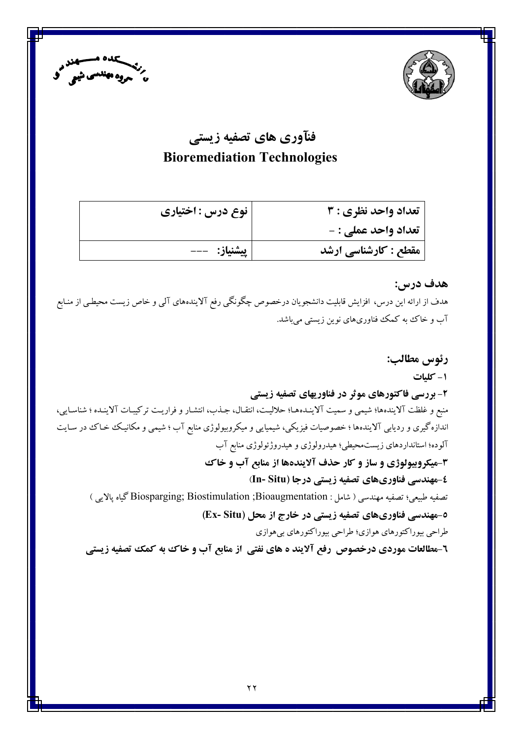# فنآوری های تصفیه زیستی
# Bioremediation Technologies

| تعداد واحد نظری : ۳ | نوع درس : اختیاری |
| --- | --- |
| تعداد واحد عملی : - | |
| مقطع : کارشناسی ارشد | پیشنیاز: --- |

## هدف درس:

هدف از ارائه این درس، افزایش قابلیت دانشجویان درخصوص چگونگی رفع آلاینده‌های آلی و خاص زیست محیطی از منابع آب و خاک به کمک فناوری‌های نوین زیستی می‌باشد.

## رئوس مطالب:

**۱- کلیات**

**۲- بررسی فاکتورهای موثر در فناوریهای تصفیه زیستی**

منبع و غلظت آلاینده‌ها؛ شیمی و سمیت آلاینده‌ها؛ حلالیت، انتقال، جذب، انتشار و فراریت ترکیبات آلاینده ؛ شناسایی، اندازه‌گیری و ردیابی آلاینده‌ها ؛ خصوصیات فیزیکی، شیمیایی و میکروبیولوژی منابع آب ؛ شیمی و مکانیک خاک در سایت آلوده؛ استانداردهای زیست‌محیطی؛ هیدرولوژی و هیدروژئولوژی منابع آب

**۳-میکروبیولوژی و ساز و کار حذف آلاینده‌ها از منابع آب و خاک**

**٤-مهندسی فناوری‌های تصفیه زیستی درجا (In- Situ)**

تصفیه طبیعی؛ تصفیه مهندسی ( شامل : Biosparging; Biostimulation ;Bioaugmentation گیاه پالایی )

**٥-مهندسی فناوری‌های تصفیه زیستی در خارج از محل (Ex- Situ)**

طراحی بیوراکتورهای هوازی؛ طراحی بیوراکتورهای بی‌هوازی

**٦-مطالعات موردی درخصوص رفع آلایند ه های نفتی از منابع آب و خاک به کمک تصفیه زیستی**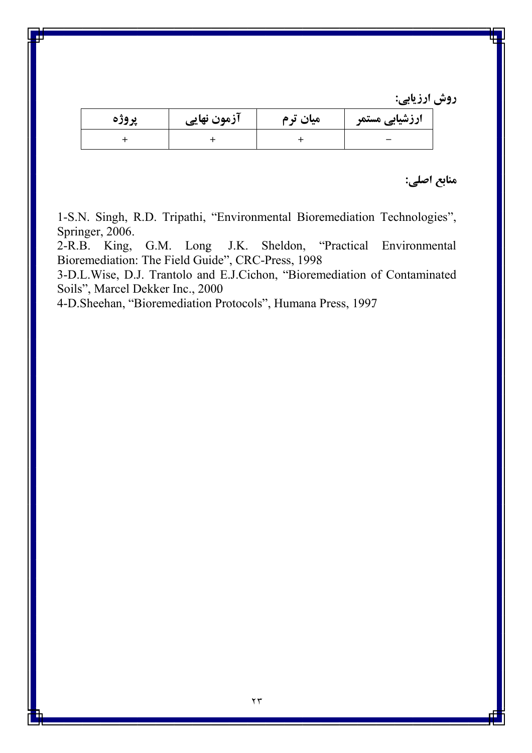**روش ارزیابی:**

| ارزشیابی مستمر | میان ترم | آزمون نهایی | پروژه |
|---|---|---|---|
| − | + | + | + |

**منابع اصلی:**

1-S.N. Singh, R.D. Tripathi, "Environmental Bioremediation Technologies", Springer, 2006.
2-R.B. King, G.M. Long J.K. Sheldon, "Practical Environmental Bioremediation: The Field Guide", CRC-Press, 1998
3-D.L.Wise, D.J. Trantolo and E.J.Cichon, "Bioremediation of Contaminated Soils", Marcel Dekker Inc., 2000
4-D.Sheehan, "Bioremediation Protocols", Humana Press, 1997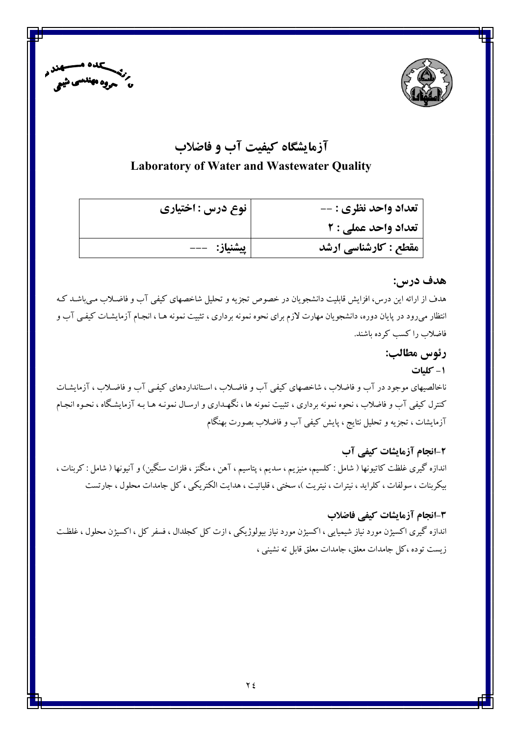دانشکده مهندسی
گروه مهندسی شیمی

# آزمایشگاه کیفیت آب و فاضلاب
## Laboratory of Water and Wastewater Quality

| تعداد واحد نظری : -- | نوع درس : اختیاری |
| --- | --- |
| تعداد واحد عملی : ۲ | |
| مقطع : کارشناسی ارشد | پیشنیاز: --- |

### هدف درس:

هدف از ارائه این درس، افزایش قابلیت دانشجویان در خصوص تجزیه و تحلیل شاخصهای کیفی آب و فاضلاب می‌باشد که انتظار می‌رود در پایان دوره، دانشجویان مهارت لازم برای نحوه نمونه برداری ، تثبیت نمونه ها ، انجام آزمایشات کیفی آب و فاضلاب را کسب کرده باشند.

### رئوس مطالب:

**۱- کلیات**

ناخالصیهای موجود در آب و فاضلاب ، شاخصهای کیفی آب و فاضلاب ، استانداردهای کیفی آب و فاضلاب ، آزمایشات کنترل کیفی آب و فاضلاب ، نحوه نمونه برداری ، تثبیت نمونه ها ، نگهداری و ارسال نمونه ها به آزمایشگاه ، نحوه انجام آزمایشات ، تجزیه و تحلیل نتایج ، پایش کیفی آب و فاضلاب بصورت بهنگام

**۲-انجام آزمایشات کیفی آب**

اندازه گیری غلظت کاتیونها ( شامل : کلسیم، منیزیم ، سدیم ، پتاسیم ، آهن ، منگنز ، فلزات سنگین) و آنیونها ( شامل : کربنات ، بیکربنات ، سولفات ، کلراید ، نیترات ، نیتریت )، سختی ، قلیائیت ، هدایت الکتریکی ، کل جامدات محلول ، جارتست

**۳-انجام آزمایشات کیفی فاضلاب**

اندازه گیری اکسیژن مورد نیاز شیمیایی ، اکسیژن مورد نیاز بیولوژیکی ، ازت کل کجلدال ، فسفر کل ، اکسیژن محلول ، غلظت زیست توده ،کل جامدات معلق، جامدات معلق قابل ته نشینی ،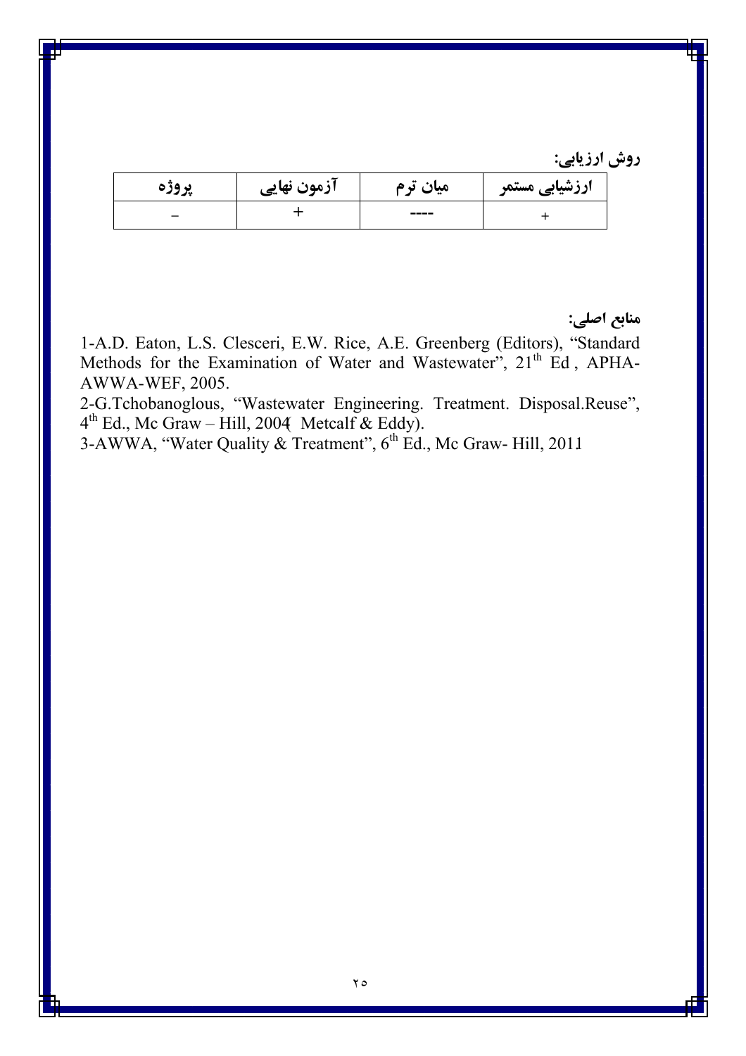**روش ارزیابی:**

| ارزشیابی مستمر | میان ترم | آزمون نهایی | پروژه |
| --- | --- | --- | --- |
| + | ---- | + | – |

**منابع اصلی:**

1-A.D. Eaton, L.S. Clesceri, E.W. Rice, A.E. Greenberg (Editors), “Standard Methods for the Examination of Water and Wastewater”, 21th Ed , APHA-AWWA-WEF, 2005.

2-G.Tchobanoglous, “Wastewater Engineering. Treatment. Disposal.Reuse”, 4th Ed., Mc Graw – Hill, 2004( Metcalf & Eddy).

3-AWWA, “Water Quality & Treatment”, 6th Ed., Mc Graw- Hill, 2011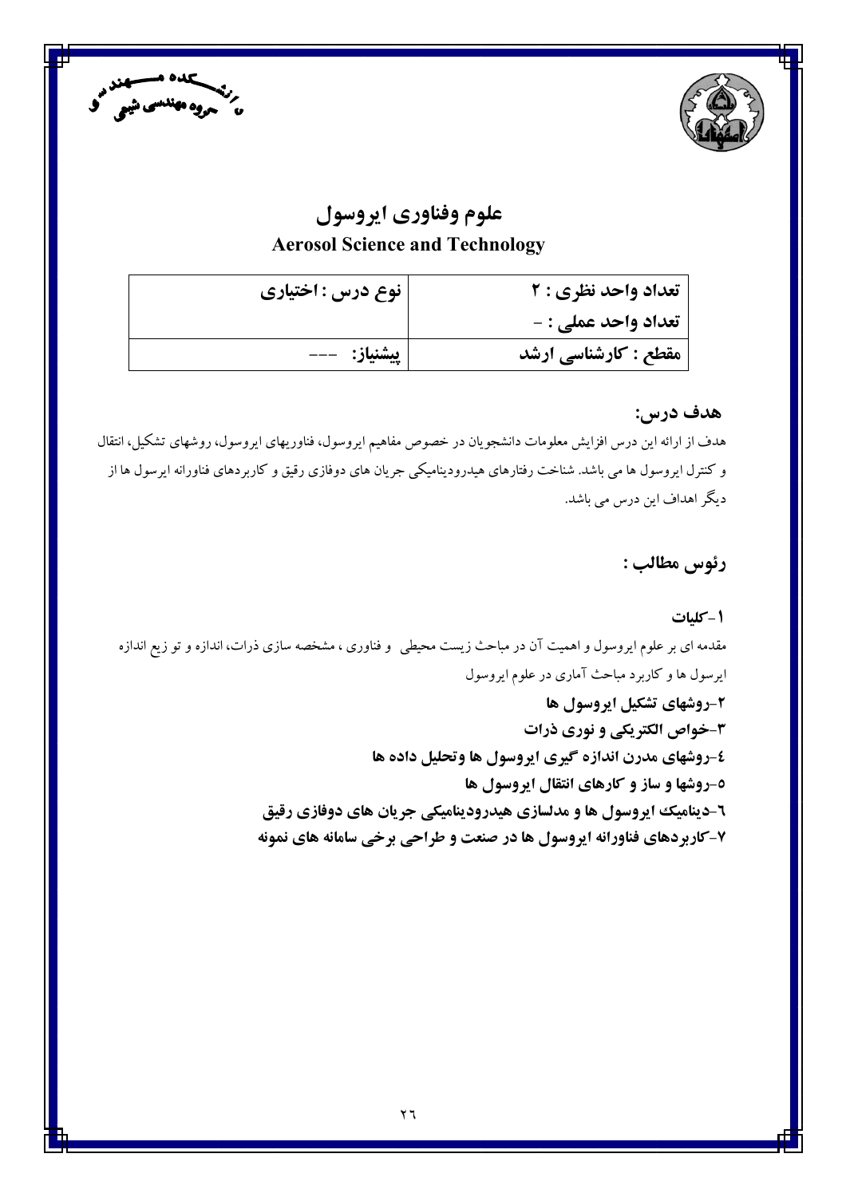# علوم وفناوری ایروسول

## Aerosol Science and Technology

| تعداد واحد نظری : ۲ | نوع درس : اختیاری |
|---|---|
| تعداد واحد عملی : - | |
| مقطع : کارشناسی ارشد | پیشنیاز: --- |

### هدف درس:

هدف از ارائه این درس افزایش معلومات دانشجویان در خصوص مفاهیم ایروسول، فناوریهای ایروسول، روشهای تشکیل، انتقال و کنترل ایروسول ها می باشد. شناخت رفتارهای هیدرودینامیکی جریان های دوفازی رقیق و کاربردهای فناورانه ایرسول ها از دیگر اهداف این درس می باشد.

### رئوس مطالب :

**۱-کلیات**

مقدمه ای بر علوم ایروسول و اهمیت آن در مباحث زیست محیطی و فناوری ، مشخصه سازی ذرات، اندازه و تو زیع اندازه ایرسول ها و کاربرد مباحث آماری در علوم ایروسول

**۲-روشهای تشکیل ایروسول ها**

**۳-خواص الکتریکی و نوری ذرات**

**٤-روشهای مدرن اندازه گیری ایروسول ها وتحلیل داده ها**

**٥-روشها و ساز و کارهای انتقال ایروسول ها**

**٦-دینامیک ایروسول ها و مدلسازی هیدرودینامیکی جریان های دوفازی رقیق**

**۷-کاربردهای فناورانه ایروسول ها در صنعت و طراحی برخی سامانه های نمونه**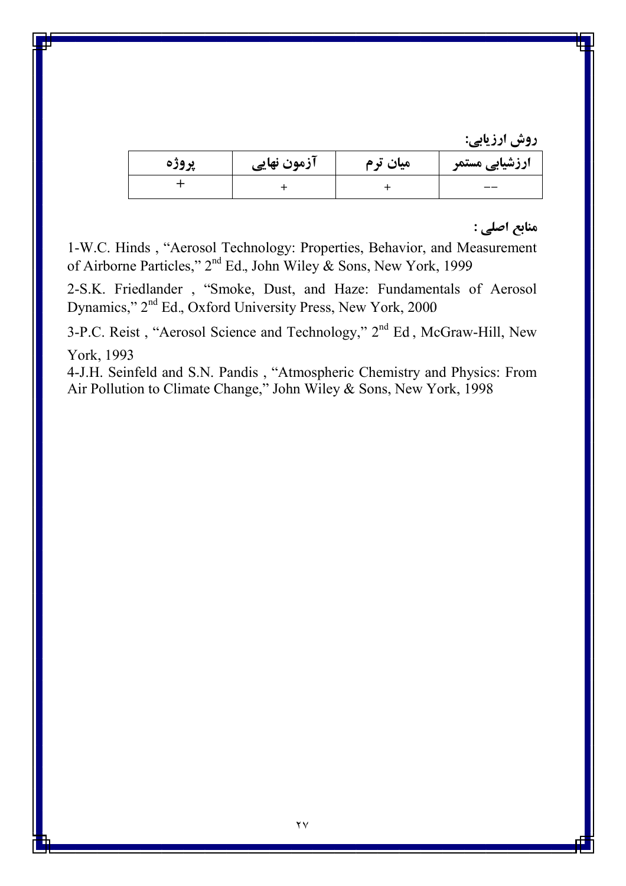**روش ارزیابی:**

| ارزشیابی مستمر | میان ترم | آزمون نهایی | پروژه |
|---|---|---|---|
| -- | + | + | + |

**منابع اصلی :**

1-W.C. Hinds , "Aerosol Technology: Properties, Behavior, and Measurement of Airborne Particles," 2nd Ed., John Wiley & Sons, New York, 1999

2-S.K. Friedlander , "Smoke, Dust, and Haze: Fundamentals of Aerosol Dynamics," 2nd Ed., Oxford University Press, New York, 2000

3-P.C. Reist , "Aerosol Science and Technology," 2nd Ed , McGraw-Hill, New York, 1993

4-J.H. Seinfeld and S.N. Pandis , "Atmospheric Chemistry and Physics: From Air Pollution to Climate Change," John Wiley & Sons, New York, 1998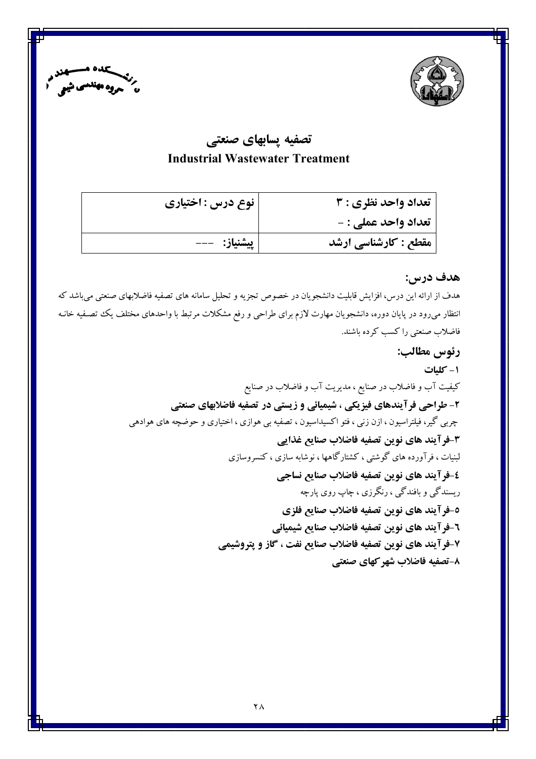دانشکده مهندسی - گروه مهندسی شیمی

# تصفیه پسابهای صنعتی
# Industrial Wastewater Treatment

| تعداد واحد نظری : ۳ | نوع درس : اختیاری |
|---|---|
| تعداد واحد عملی : - | |
| مقطع : کارشناسی ارشد | پیشنیاز: --- |

## هدف درس:

هدف از ارائه این درس، افزایش قابلیت دانشجویان در خصوص تجزیه و تحلیل سامانه های تصفیه فاضلابهای صنعتی می‌باشد که انتظار می‌رود در پایان دوره، دانشجویان مهارت لازم برای طراحی و رفع مشکلات مرتبط با واحدهای مختلف یک تصفیه خانه فاضلاب صنعتی را کسب کرده باشند.

## رئوس مطالب:

**۱- کلیات**

کیفیت آب و فاضلاب در صنایع ، مدیریت آب و فاضلاب در صنایع

**۲- طراحی فرآیندهای فیزیکی ، شیمیائی و زیستی در تصفیه فاضلابهای صنعتی**

چربی گیر، فیلتراسیون ، ازن زنی ، فتو اکسیداسیون ، تصفیه بی هوازی ، اختیاری و حوضچه های هوادهی

**۳-فرآیند های نوین تصفیه فاضلاب صنایع غذایی**

لبنیات ، فرآورده های گوشتی ، کشتارگاهها ، نوشابه سازی ، کنسروسازی

**٤-فرآیند های نوین تصفیه فاضلاب صنایع نساجی**

ریسندگی و بافندگی ، رنگرزی ، چاپ روی پارچه

**٥-فرآیند های نوین تصفیه فاضلاب صنایع فلزی**

**٦-فرآیند های نوین تصفیه فاضلاب صنایع شیمیائی**

**۷-فرآیند های نوین تصفیه فاضلاب صنایع نفت ، گاز و پتروشیمی**

**۸-تصفیه فاضلاب شهرکهای صنعتی**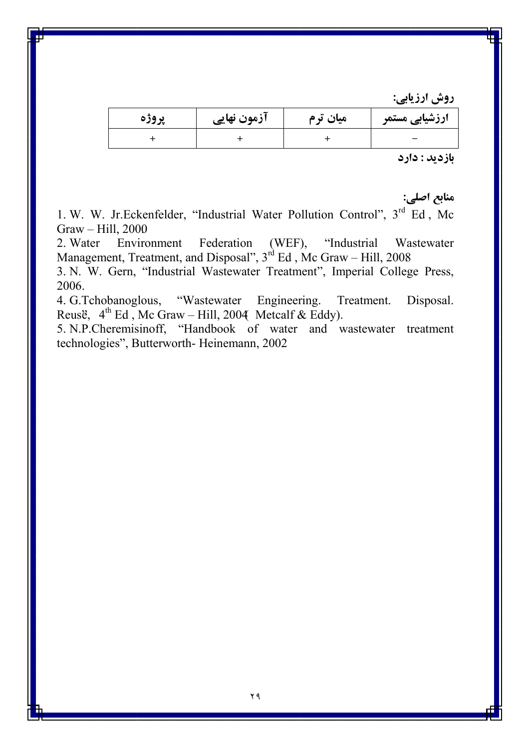**روش ارزیابی:**

| ارزشیابی مستمر | میان ترم | آزمون نهایی | پروژه |
|---|---|---|---|
| − | + | + | + |

**بازدید : دارد**

**منابع اصلی:**

1. W. W. Jr.Eckenfelder, "Industrial Water Pollution Control", 3rd Ed , Mc Graw – Hill, 2000
2. Water Environment Federation (WEF), "Industrial Wastewater Management, Treatment, and Disposal", 3rd Ed , Mc Graw – Hill, 2008
3. N. W. Gern, "Industrial Wastewater Treatment", Imperial College Press, 2006.
4. G.Tchobanoglous, "Wastewater Engineering. Treatment. Disposal. Reusĕ, 4th Ed , Mc Graw – Hill, 2004( Metcalf & Eddy).
5. N.P.Cheremisinoff, "Handbook of water and wastewater treatment technologies", Butterworth- Heinemann, 2002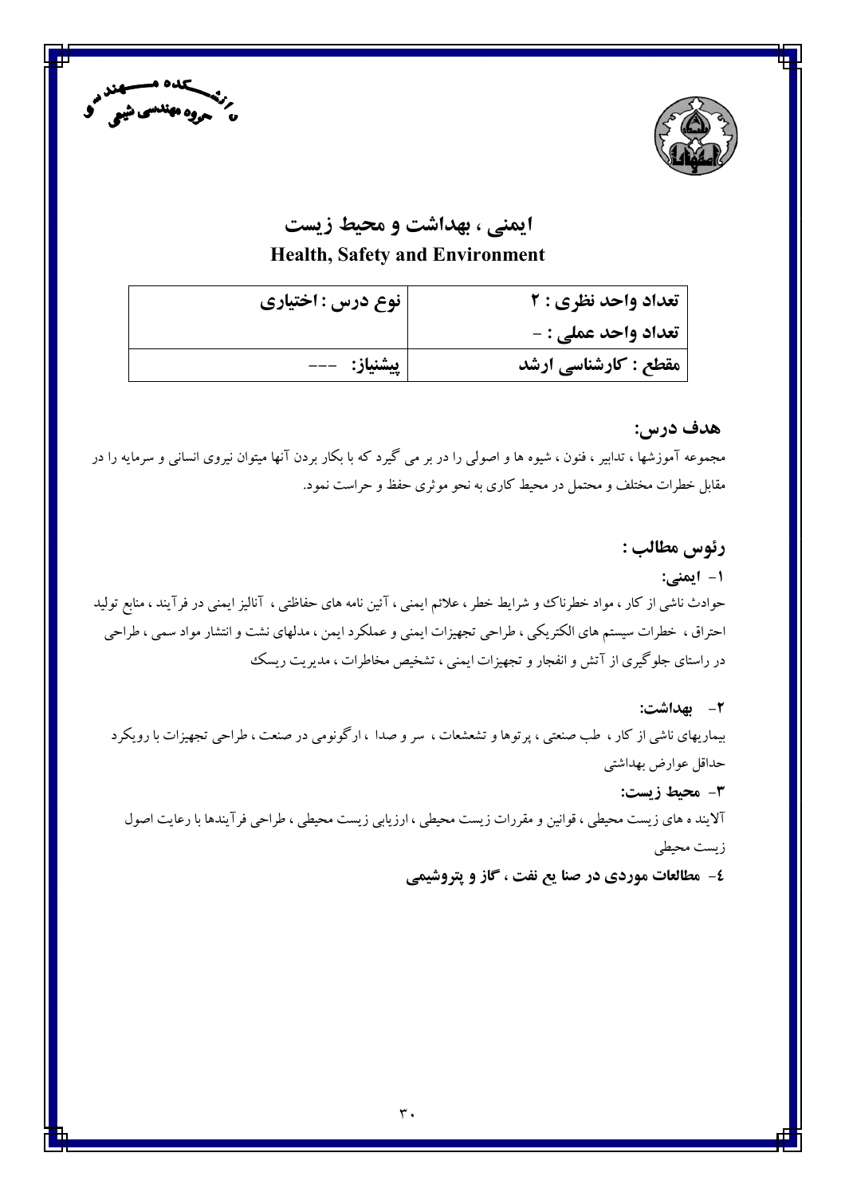دانشکده مهندسی – گروه مهندسی شیمی

# ایمنی ، بهداشت و محیط زیست
## Health, Safety and Environment

| تعداد واحد نظری : ۲ | نوع درس : اختیاری |
|---|---|
| تعداد واحد عملی : - | |
| مقطع : کارشناسی ارشد | پیشنیاز: --- |

### هدف درس:

مجموعه آموزشها ، تدابیر ، فنون ، شیوه ها و اصولی را در بر می گیرد که با بکار بردن آنها میتوان نیروی انسانی و سرمایه را در مقابل خطرات مختلف و محتمل در محیط کاری به نحو موثری حفظ و حراست نمود.

### رئوس مطالب :

**۱- ایمنی:**

حوادث ناشی از کار ، مواد خطرناک و شرایط خطر ، علائم ایمنی ، آئین نامه های حفاظتی ، آنالیز ایمنی در فرآیند ، منابع تولید احتراق ، خطرات سیستم های الکتریکی ، طراحی تجهیزات ایمنی و عملکرد ایمن ، مدلهای نشت و انتشار مواد سمی ، طراحی در راستای جلوگیری از آتش و انفجار و تجهیزات ایمنی ، تشخیص مخاطرات ، مدیریت ریسک

**۲- بهداشت:**

بیماریهای ناشی از کار ، طب صنعتی ، پرتوها و تشعشعات ، سر و صدا ، ارگونومی در صنعت ، طراحی تجهیزات با رویکرد حداقل عوارض بهداشتی

**۳- محیط زیست:**

آلاینده های زیست محیطی ، قوانین و مقررات زیست محیطی ، ارزیابی زیست محیطی ، طراحی فرآیندها با رعایت اصول زیست محیطی

**۴- مطالعات موردی در صنایع نفت ، گاز و پتروشیمی**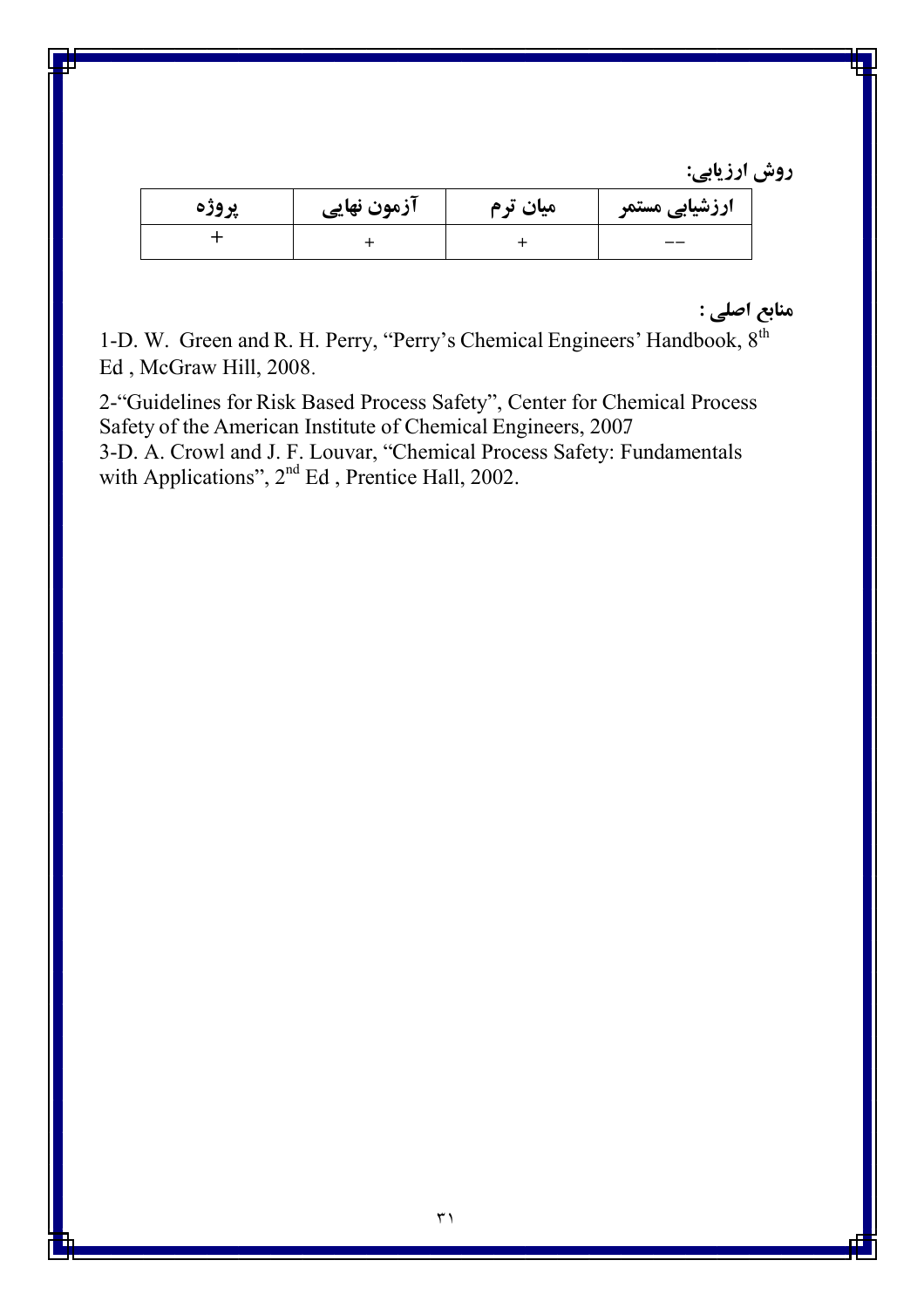**روش ارزیابی:**

| ارزشیابی مستمر | میان ترم | آزمون نهایی | پروژه |
|---|---|---|---|
| -- | + | + | + |

**منابع اصلی :**

1-D. W. Green and R. H. Perry, "Perry's Chemical Engineers' Handbook, 8th Ed , McGraw Hill, 2008.

2-"Guidelines for Risk Based Process Safety", Center for Chemical Process Safety of the American Institute of Chemical Engineers, 2007

3-D. A. Crowl and J. F. Louvar, "Chemical Process Safety: Fundamentals with Applications", 2nd Ed , Prentice Hall, 2002.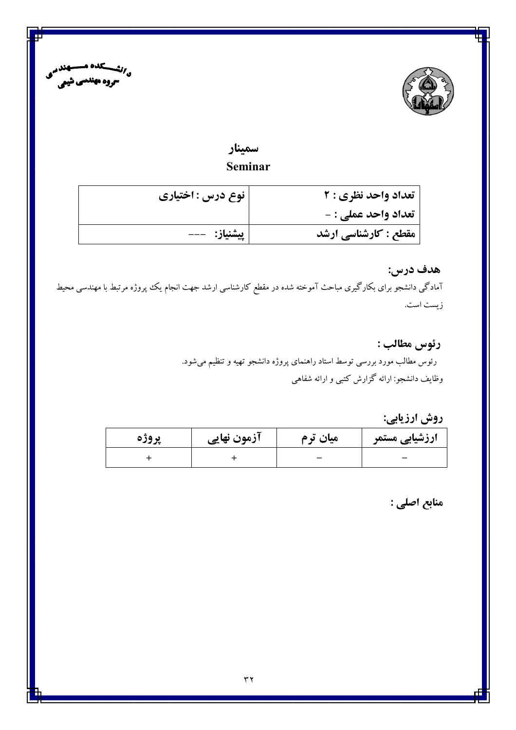دانشکده مهندسی
گروه مهندسی شیمی

# سمینار
# Seminar

| تعداد واحد نظری : ۲ | نوع درس : اختیاری |
|---|---|
| تعداد واحد عملی : - | |
| مقطع : کارشناسی ارشد | پیشنیاز: --- |

### هدف درس:

آمادگی دانشجو برای بکارگیری مباحث آموخته شده در مقطع کارشناسی ارشد جهت انجام یک پروژه مرتبط با مهندسی محیط زیست است.

### رئوس مطالب :

رئوس مطالب مورد بررسی توسط استاد راهنمای پروژه دانشجو تهیه و تنظیم می‌شود.

وظایف دانشجو: ارائه گزارش کتبی و ارائه شفاهی

### روش ارزیابی:

| ارزشیابی مستمر | میان ترم | آزمون نهایی | پروژه |
|---|---|---|---|
| - | - | + | + |

### منابع اصلی :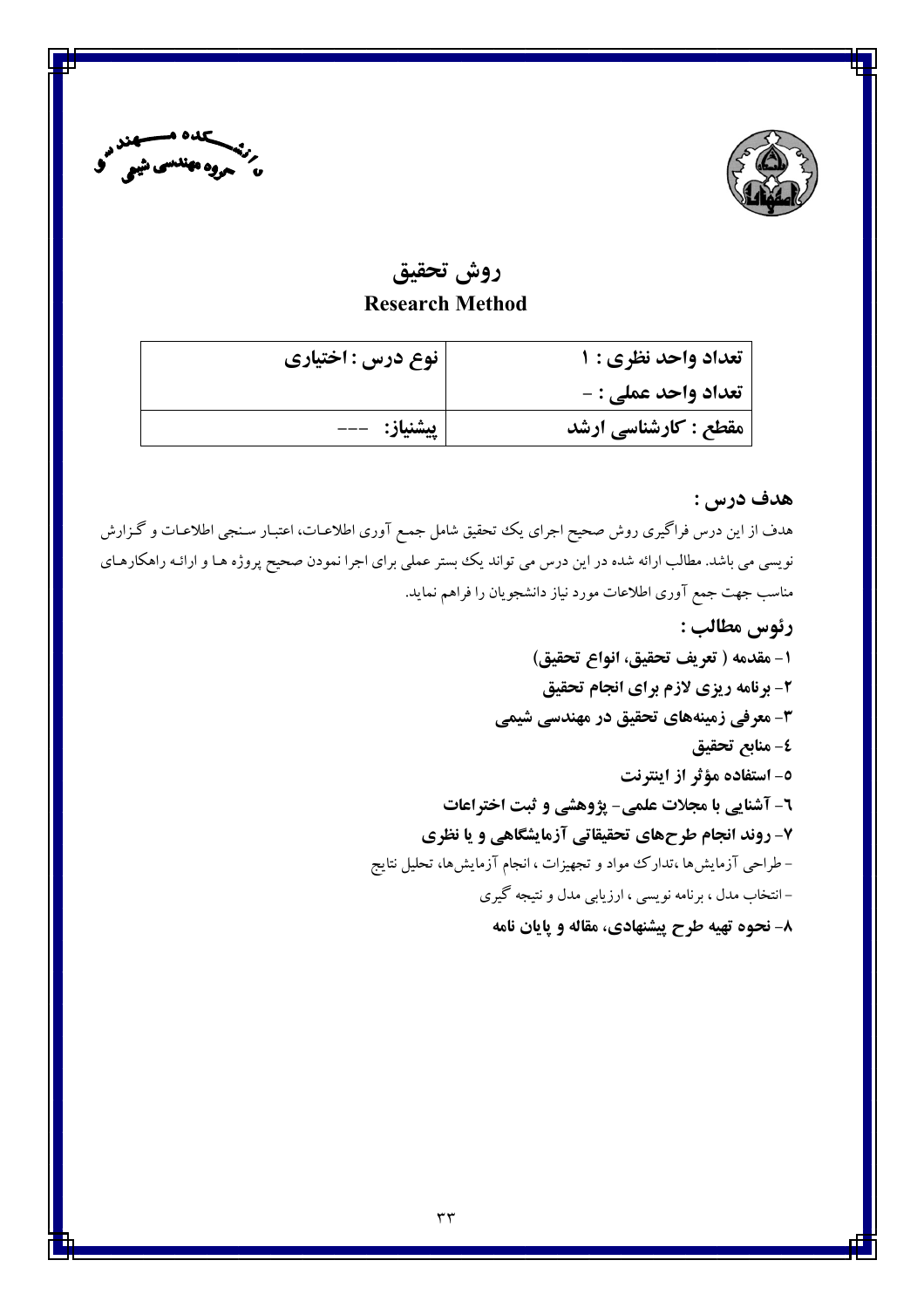# روش تحقیق

## Research Method

| تعداد واحد نظری : ۱ | نوع درس : اختیاری |
|---|---|
| تعداد واحد عملی : - | |
| مقطع : کارشناسی ارشد | پیشنیاز: --- |

### هدف درس :

هدف از این درس فراگیری روش صحیح اجرای یک تحقیق شامل جمع آوری اطلاعات، اعتبار سنجی اطلاعات و گزارش نویسی می باشد. مطالب ارائه شده در این درس می تواند یک بستر عملی برای اجرا نمودن صحیح پروژه ها و ارائه راهکارهای مناسب جهت جمع آوری اطلاعات مورد نیاز دانشجویان را فراهم نماید.

### رئوس مطالب :

**۱- مقدمه ( تعریف تحقیق، انواع تحقیق)**

**۲- برنامه ریزی لازم برای انجام تحقیق**

**۳- معرفی زمینه‌های تحقیق در مهندسی شیمی**

**٤- منابع تحقیق**

**۵- استفاده مؤثر از اینترنت**

**٦- آشنایی با مجلات علمی- پژوهشی و ثبت اختراعات**

**۷- روند انجام طرح‌های تحقیقاتی آزمایشگاهی و یا نظری**

- طراحی آزمایش‌ها ،تدارک مواد و تجهیزات ، انجام آزمایش‌ها، تحلیل نتایج
- انتخاب مدل ، برنامه نویسی ، ارزیابی مدل و نتیجه گیری

**۸- نحوه تهیه طرح پیشنهادی، مقاله و پایان نامه**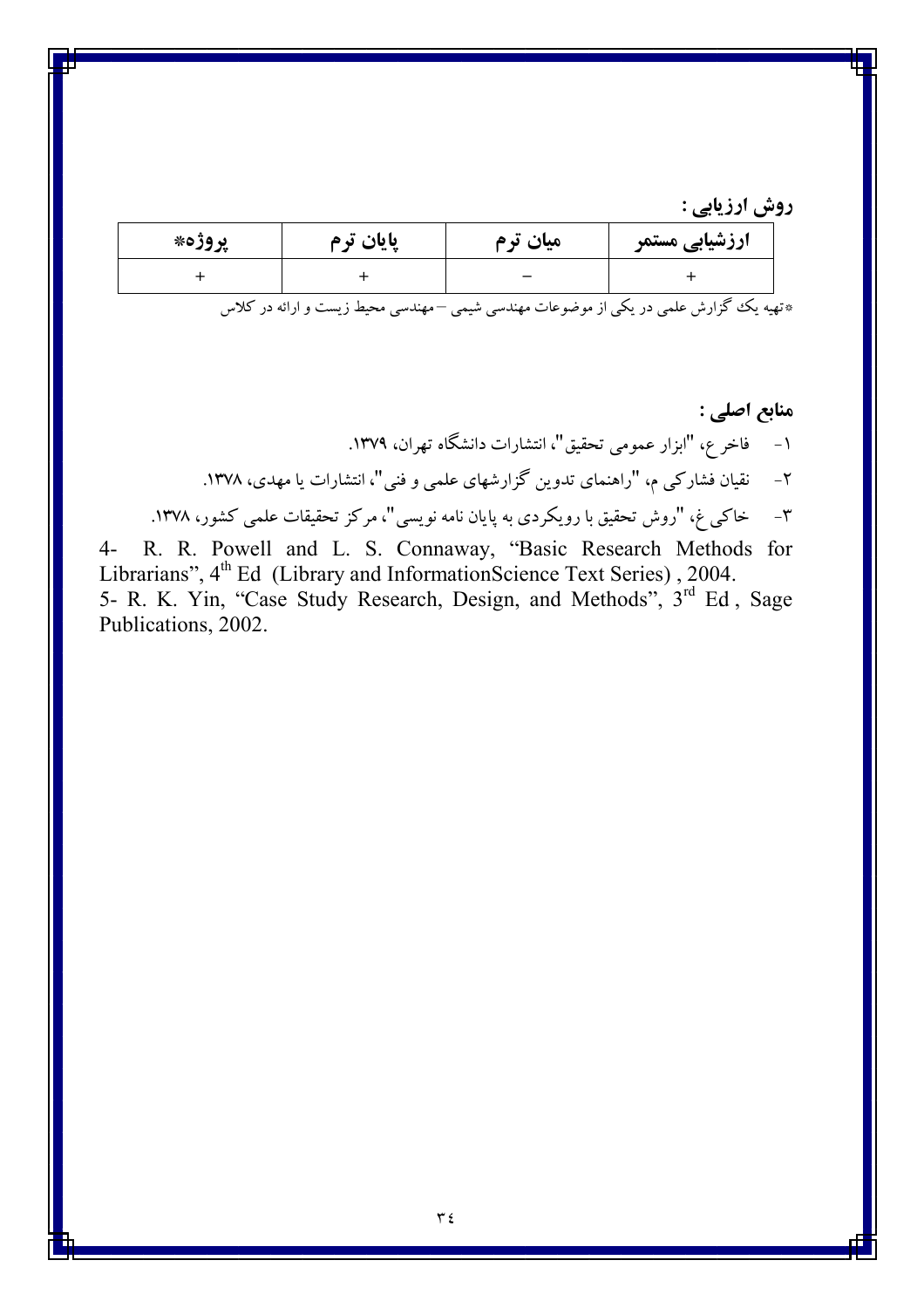**روش ارزیابی :**

| ارزشیابی مستمر | میان ترم | پایان ترم | پروژه* |
|---|---|---|---|
| + | − | + | + |

*تهیه یک گزارش علمی در یکی از موضوعات مهندسی شیمی – مهندسی محیط زیست و ارائه در کلاس

**منابع اصلی :**

۱- فاخر ع، "ابزار عمومی تحقیق"، انتشارات دانشگاه تهران، ۱۳۷۹.

۲- نقیان فشارکی م، "راهنمای تدوین گزارشهای علمی و فنی"، انتشارات یا مهدی، ۱۳۷۸.

۳- خاکی غ، "روش تحقیق با رویکردی به پایان نامه نویسی"، مرکز تحقیقات علمی کشور، ۱۳۷۸.

4- R. R. Powell and L. S. Connaway, "Basic Research Methods for Librarians", 4th Ed (Library and InformationScience Text Series) , 2004.

5- R. K. Yin, "Case Study Research, Design, and Methods", 3rd Ed , Sage Publications, 2002.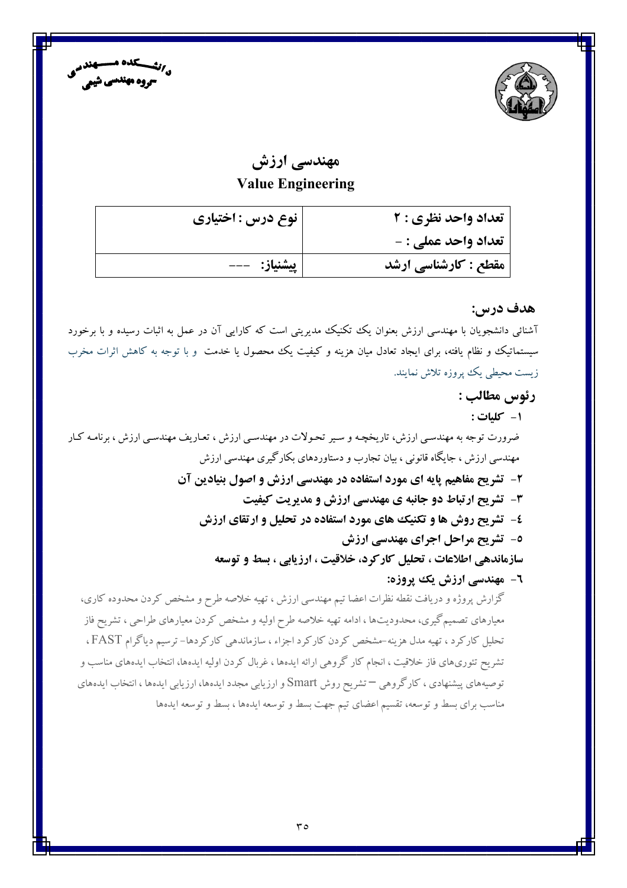دانشکده مهندسی
گروه مهندسی شیمی

# مهندسی ارزش
## Value Engineering

| نوع درس : اختیاری | تعداد واحد نظری : ۲ |
| --- | --- |
| | تعداد واحد عملی : - |
| پیشنیاز: --- | مقطع : کارشناسی ارشد |

### هدف درس:

آشنائی دانشجویان با مهندسی ارزش بعنوان یک تکنیک مدیریتی است که کارایی آن در عمل به اثبات رسیده و با برخورد سیستماتیک و نظام یافته، برای ایجاد تعادل میان هزینه و کیفیت یک محصول یا خدمت و با توجه به کاهش اثرات مخرب زیست محیطی یک پروژه تلاش نمایند.

### رئوس مطالب :

**۱- کلیات :**

ضرورت توجه به مهندسی ارزش، تاریخچه و سیر تحولات در مهندسی ارزش ، تعاریف مهندسی ارزش ، برنامه کار مهندسی ارزش ، جایگاه قانونی ، بیان تجارب و دستاوردهای بکارگیری مهندسی ارزش

**۲- تشریح مفاهیم پایه ای مورد استفاده در مهندسی ارزش و اصول بنیادین آن**

**۳- تشریح ارتباط دو جانبه ی مهندسی ارزش و مدیریت کیفیت**

**۴- تشریح روش ها و تکنیک های مورد استفاده در تحلیل و ارتقای ارزش**

**۵- تشریح مراحل اجرای مهندسی ارزش**

**سازماندهی اطلاعات ، تحلیل کارکرد، خلاقیت ، ارزیابی ، بسط و توسعه**

**۶- مهندسی ارزش یک پروژه:**

گزارش پروژه و دریافت نقطه نظرات اعضا تیم مهندسی ارزش ، تهیه خلاصه طرح و مشخص کردن محدوده کاری، معیارهای تصمیم‌گیری، محدودیت‌ها ، ادامه تهیه خلاصه طرح اولیه و مشخص کردن معیارهای طراحی ، تشریح فاز تحلیل کارکرد ، تهیه مدل هزینه-مشخص کردن کارکرد اجزاء ، سازماندهی کارکردها- ترسیم دیاگرام FAST ، تشریح تئوری‌های فاز خلاقیت ، انجام کار گروهی ارائه ایده‌ها ، غربال کردن اولیه ایده‌ها، انتخاب ایده‌های مناسب و توصیه‌های پیشنهادی ، کارگروهی – تشریح روش Smart و ارزیابی مجدد ایده‌ها، ارزیابی ایده‌ها ، انتخاب ایده‌های مناسب برای بسط و توسعه، تقسیم اعضای تیم جهت بسط و توسعه ایده‌ها ، بسط و توسعه ایده‌ها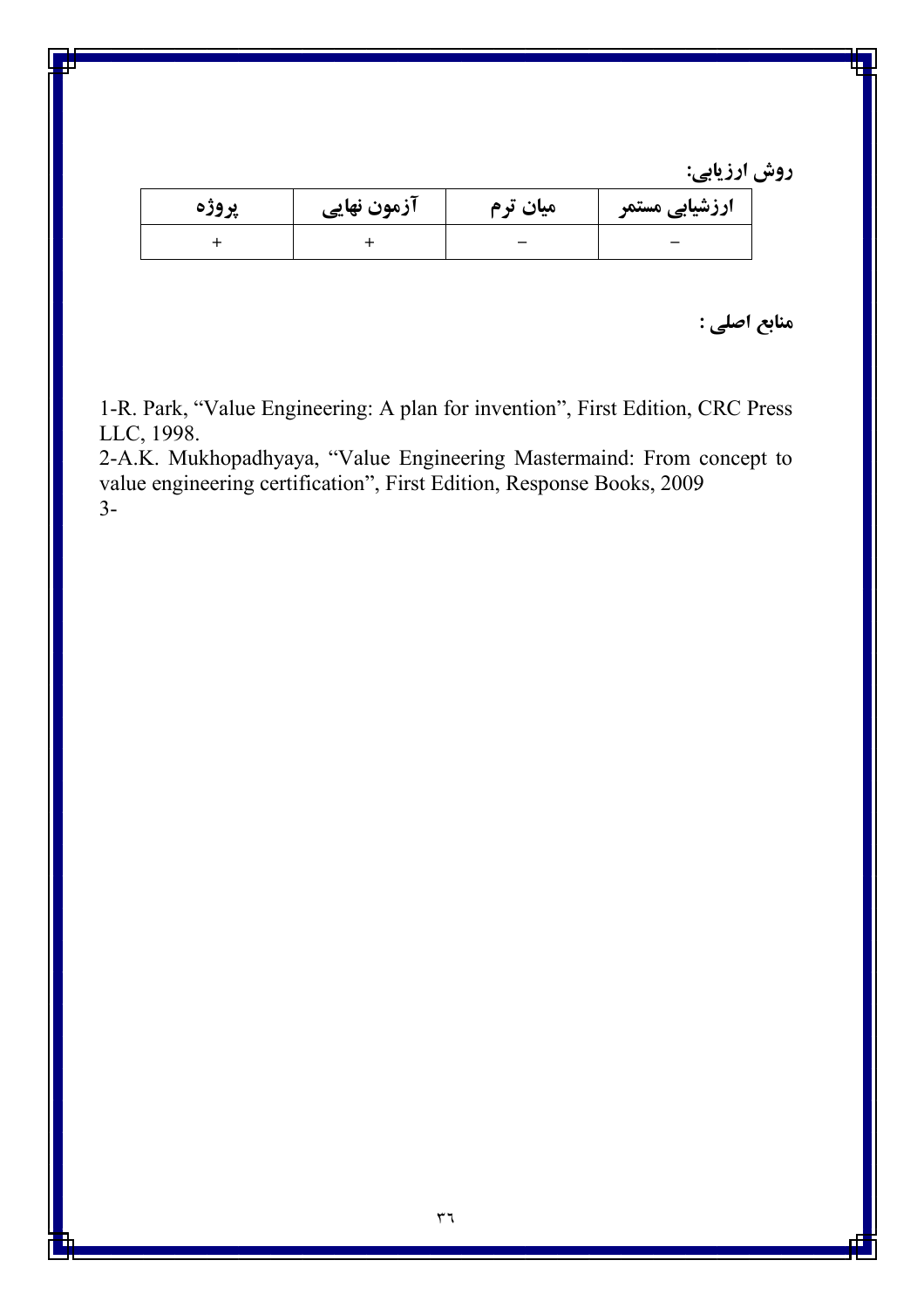**روش ارزیابی:**

| ارزشیابی مستمر | میان ترم | آزمون نهایی | پروژه |
|---|---|---|---|
| − | − | + | + |

**منابع اصلی :**

1-R. Park, “Value Engineering: A plan for invention”, First Edition, CRC Press LLC, 1998.

2-A.K. Mukhopadhyaya, “Value Engineering Mastermaind: From concept to value engineering certification”, First Edition, Response Books, 2009

3-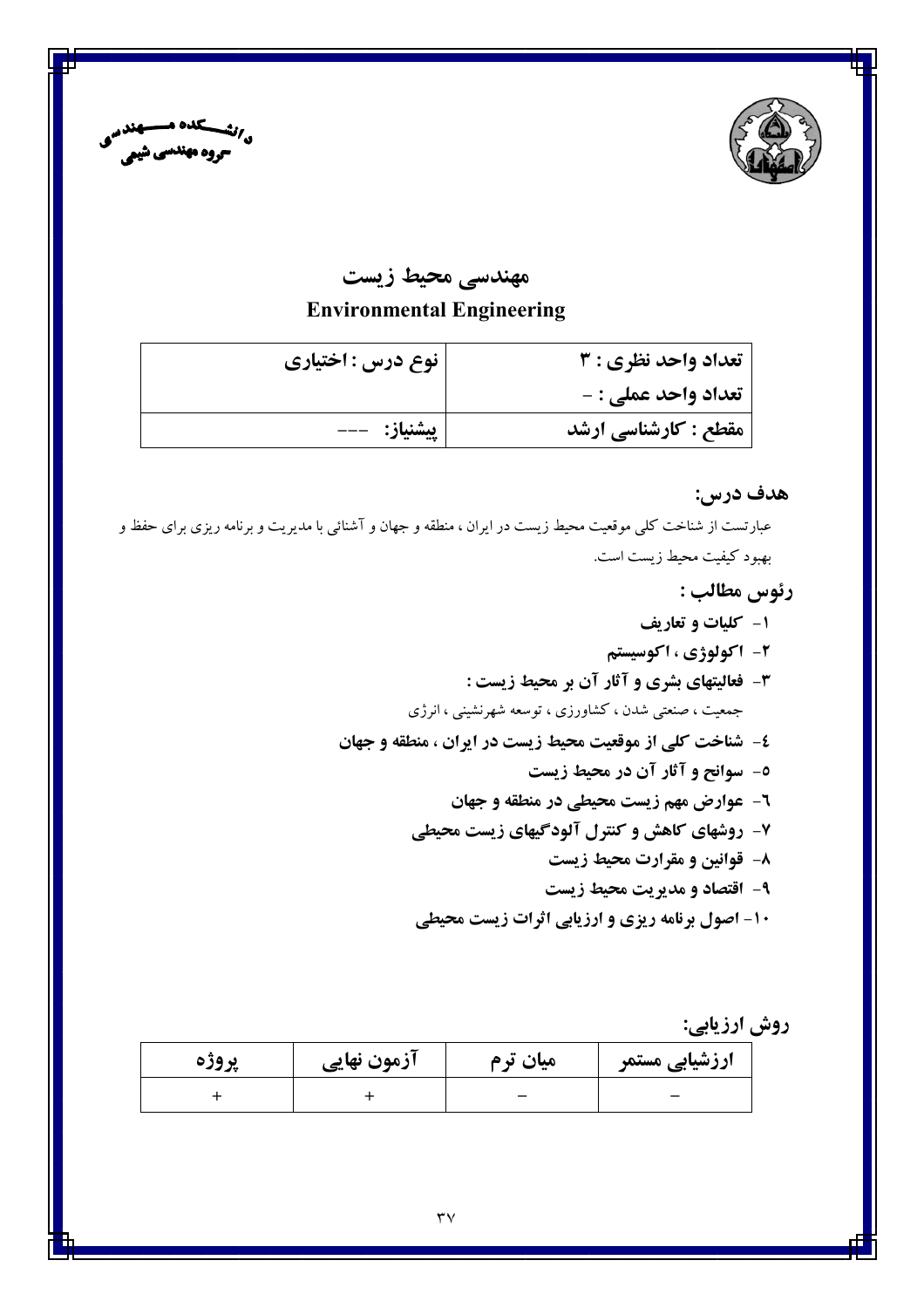دانشـــکده مـــهندسی
گروه مهندسی شیمی

# مهندسی محیط زیست
## Environmental Engineering

| تعداد واحد نظری : ۳ | نوع درس : اختیاری |
|---|---|
| تعداد واحد عملی : - | |
| مقطع : کارشناسی ارشد | پیشنیاز: --- |

### هدف درس:

عبارتست از شناخت کلی موقعیت محیط زیست در ایران ، منطقه و جهان و آشنائی با مدیریت و برنامه ریزی برای حفظ و بهبود کیفیت محیط زیست است.

### رئوس مطالب :

۱- **کلیات و تعاریف**
۲- **اکولوژی ، اکوسیستم**
۳- **فعالیتهای بشری و آثار آن بر محیط زیست :**
جمعیت ، صنعتی شدن ، کشاورزی ، توسعه شهرنشینی ، انرژی
٤- **شناخت کلی از موقعیت محیط زیست در ایران ، منطقه و جهان**
٥- **سوانح و آثار آن در محیط زیست**
٦- **عوارض مهم زیست محیطی در منطقه و جهان**
۷- **روشهای کاهش و کنترل آلودگیهای زیست محیطی**
۸- **قوانین و مقرارت محیط زیست**
۹- **اقتصاد و مدیریت محیط زیست**
۱۰- **اصول برنامه ریزی و ارزیابی اثرات زیست محیطی**

### روش ارزیابی:

| ارزشیابی مستمر | میان ترم | آزمون نهایی | پروژه |
|---|---|---|---|
| − | − | + | + |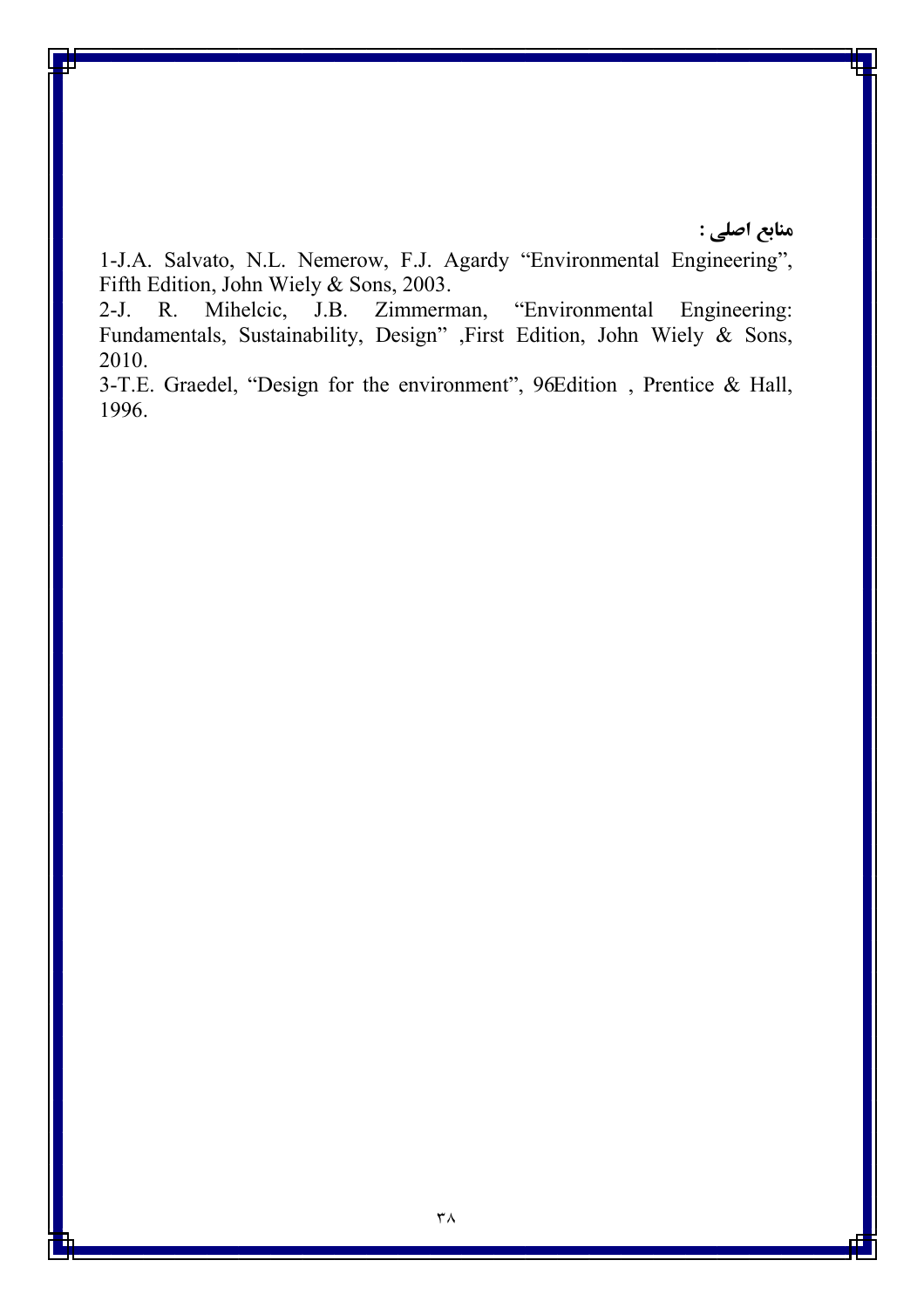**منابع اصلی :**

1-J.A. Salvato, N.L. Nemerow, F.J. Agardy "Environmental Engineering", Fifth Edition, John Wiely & Sons, 2003.

2-J. R. Mihelcic, J.B. Zimmerman, "Environmental Engineering: Fundamentals, Sustainability, Design" ,First Edition, John Wiely & Sons, 2010.

3-T.E. Graedel, "Design for the environment", 96Edition , Prentice & Hall, 1996.